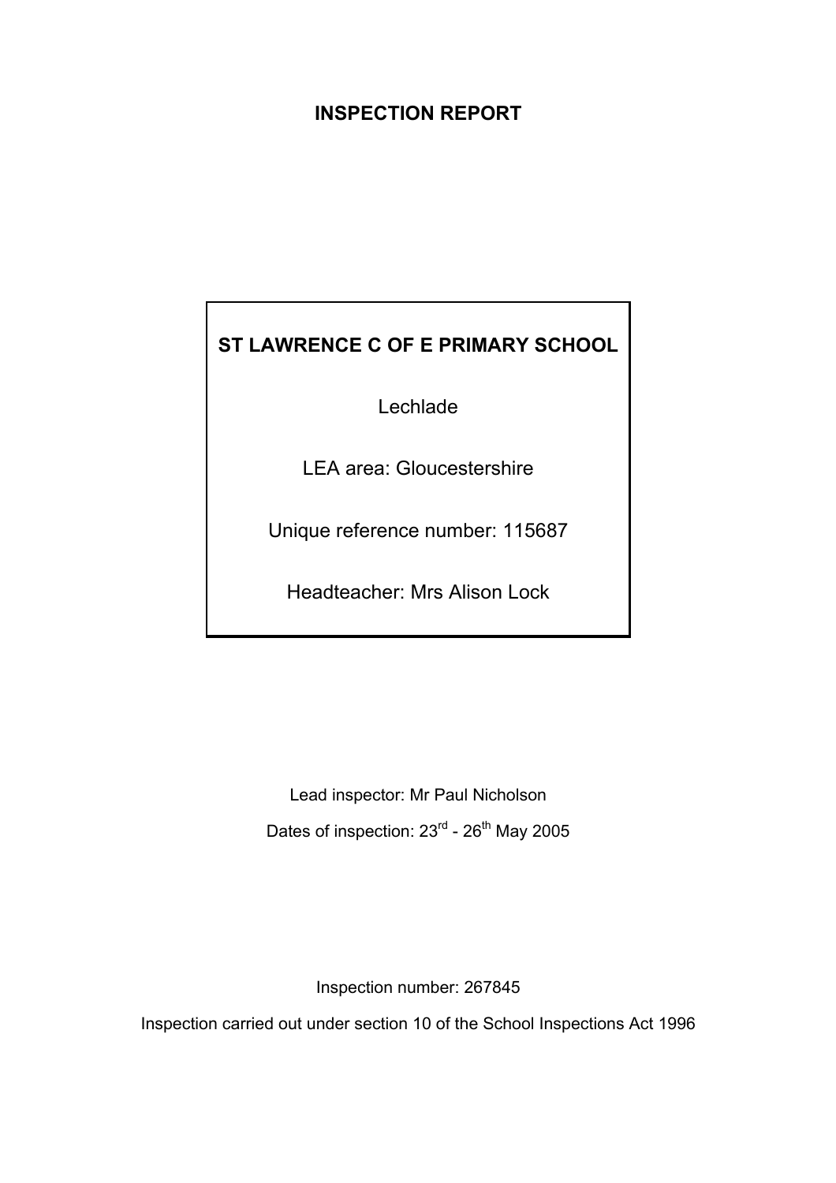# INSPECTION REPORT

**ST LAWRENCE C OF E PRIMARY SCHOOL**

Lechlade

LEA area: Gloucestershire

Unique reference number: 115687

Headteacher: Mrs Alison Lock

Lead inspector: Mr Paul Nicholson

Dates of inspection: 23rd - 26th May 2005

Inspection number: 267845

Inspection carried out under section 10 of the School Inspections Act 1996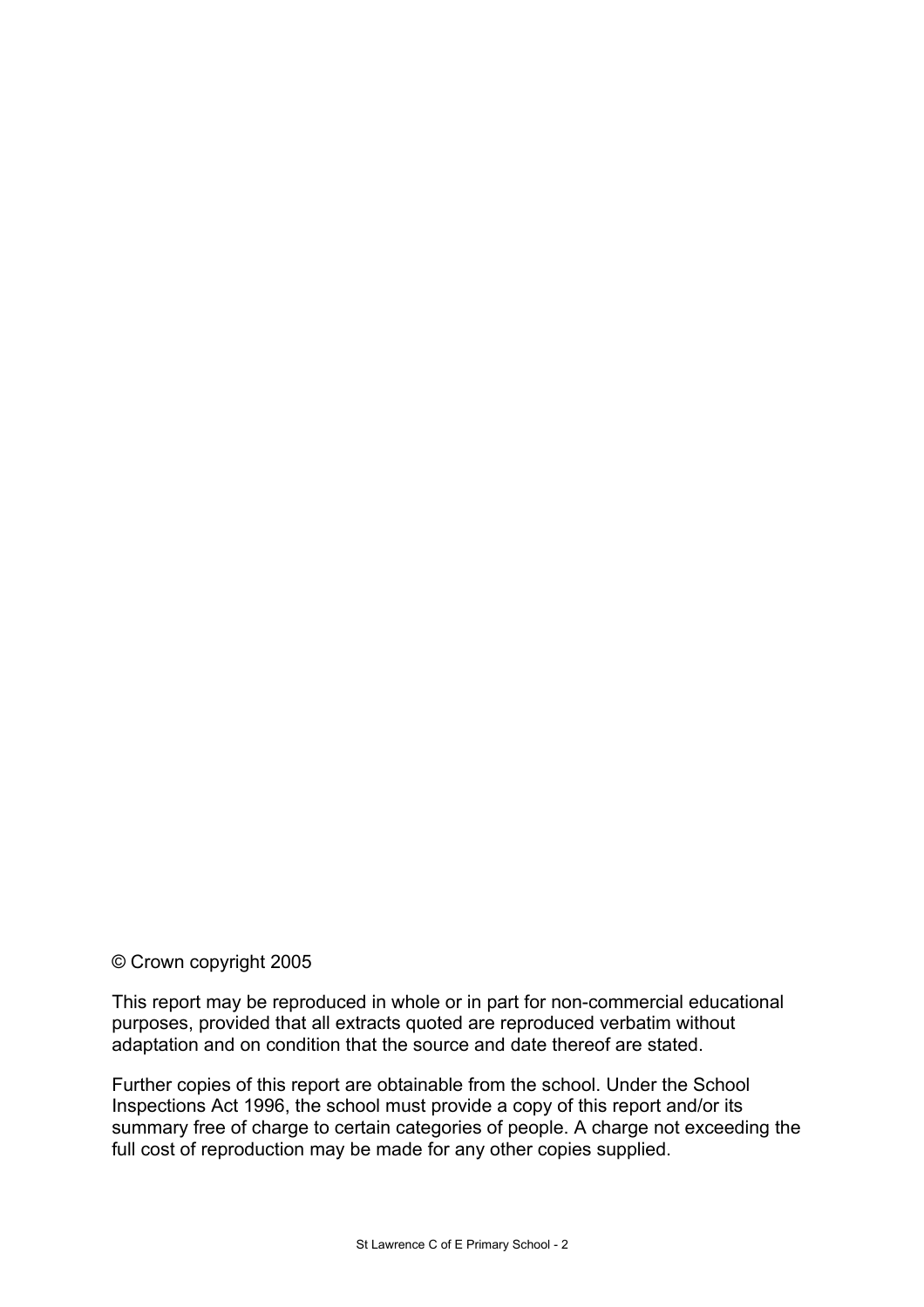© Crown copyright 2005

This report may be reproduced in whole or in part for non-commercial educational purposes, provided that all extracts quoted are reproduced verbatim without adaptation and on condition that the source and date thereof are stated.

Further copies of this report are obtainable from the school. Under the School Inspections Act 1996, the school must provide a copy of this report and/or its summary free of charge to certain categories of people. A charge not exceeding the full cost of reproduction may be made for any other copies supplied.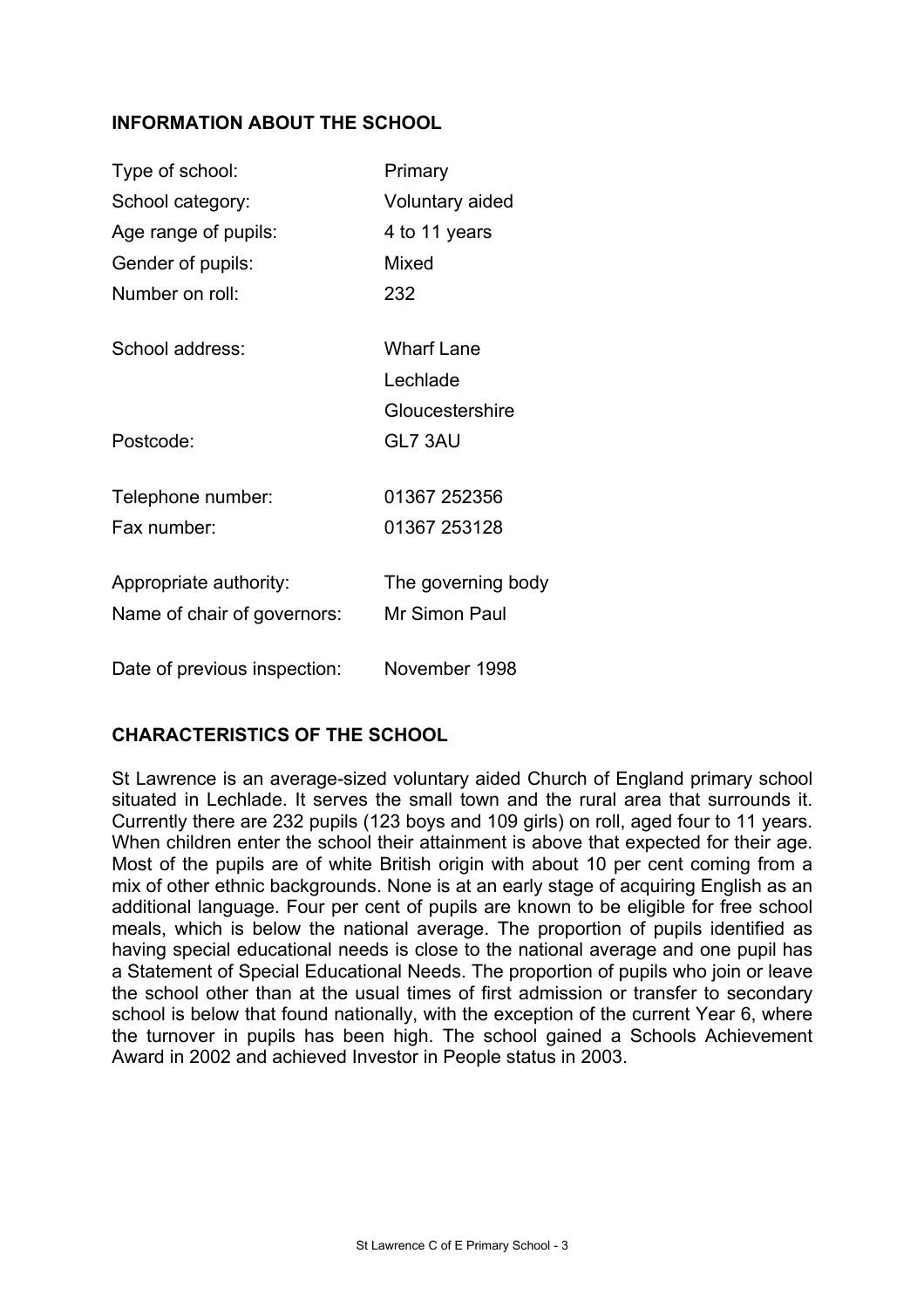## INFORMATION ABOUT THE SCHOOL

| | |
|---|---|
| Type of school: | Primary |
| School category: | Voluntary aided |
| Age range of pupils: | 4 to 11 years |
| Gender of pupils: | Mixed |
| Number on roll: | 232 |
| School address: | Wharf Lane<br>Lechlade<br>Gloucestershire |
| Postcode: | GL7 3AU |
| Telephone number: | 01367 252356 |
| Fax number: | 01367 253128 |
| Appropriate authority: | The governing body |
| Name of chair of governors: | Mr Simon Paul |
| Date of previous inspection: | November 1998 |

## CHARACTERISTICS OF THE SCHOOL

St Lawrence is an average-sized voluntary aided Church of England primary school situated in Lechlade. It serves the small town and the rural area that surrounds it. Currently there are 232 pupils (123 boys and 109 girls) on roll, aged four to 11 years. When children enter the school their attainment is above that expected for their age. Most of the pupils are of white British origin with about 10 per cent coming from a mix of other ethnic backgrounds. None is at an early stage of acquiring English as an additional language. Four per cent of pupils are known to be eligible for free school meals, which is below the national average. The proportion of pupils identified as having special educational needs is close to the national average and one pupil has a Statement of Special Educational Needs. The proportion of pupils who join or leave the school other than at the usual times of first admission or transfer to secondary school is below that found nationally, with the exception of the current Year 6, where the turnover in pupils has been high. The school gained a Schools Achievement Award in 2002 and achieved Investor in People status in 2003.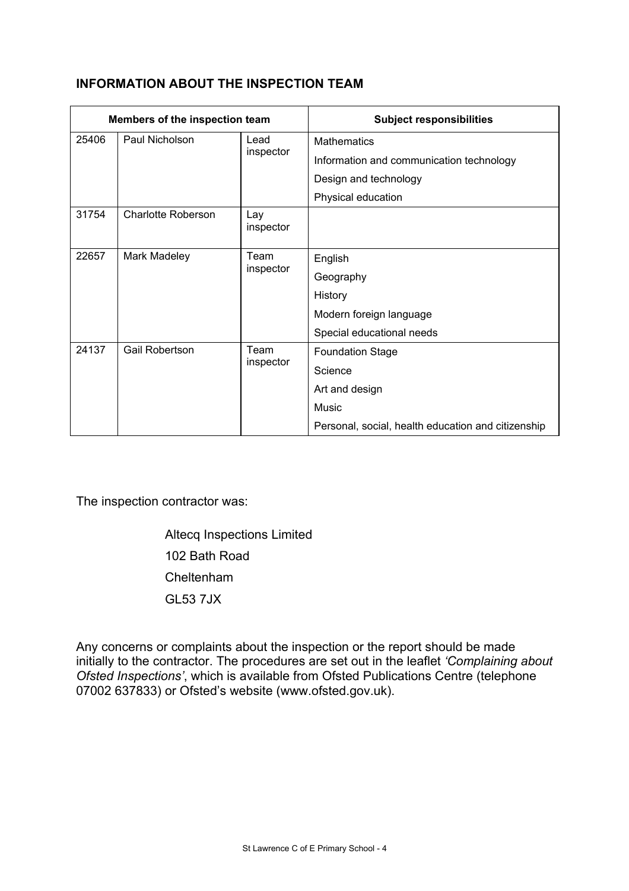## INFORMATION ABOUT THE INSPECTION TEAM

| Members of the inspection team | | | Subject responsibilities |
|---|---|---|---|
| 25406 | Paul Nicholson | Lead inspector | Mathematics<br>Information and communication technology<br>Design and technology<br>Physical education |
| 31754 | Charlotte Roberson | Lay inspector | |
| 22657 | Mark Madeley | Team inspector | English<br>Geography<br>History<br>Modern foreign language<br>Special educational needs |
| 24137 | Gail Robertson | Team inspector | Foundation Stage<br>Science<br>Art and design<br>Music<br>Personal, social, health education and citizenship |

The inspection contractor was:

Altecq Inspections Limited
102 Bath Road
Cheltenham
GL53 7JX

Any concerns or complaints about the inspection or the report should be made initially to the contractor. The procedures are set out in the leaflet *'Complaining about Ofsted Inspections'*, which is available from Ofsted Publications Centre (telephone 07002 637833) or Ofsted's website (www.ofsted.gov.uk).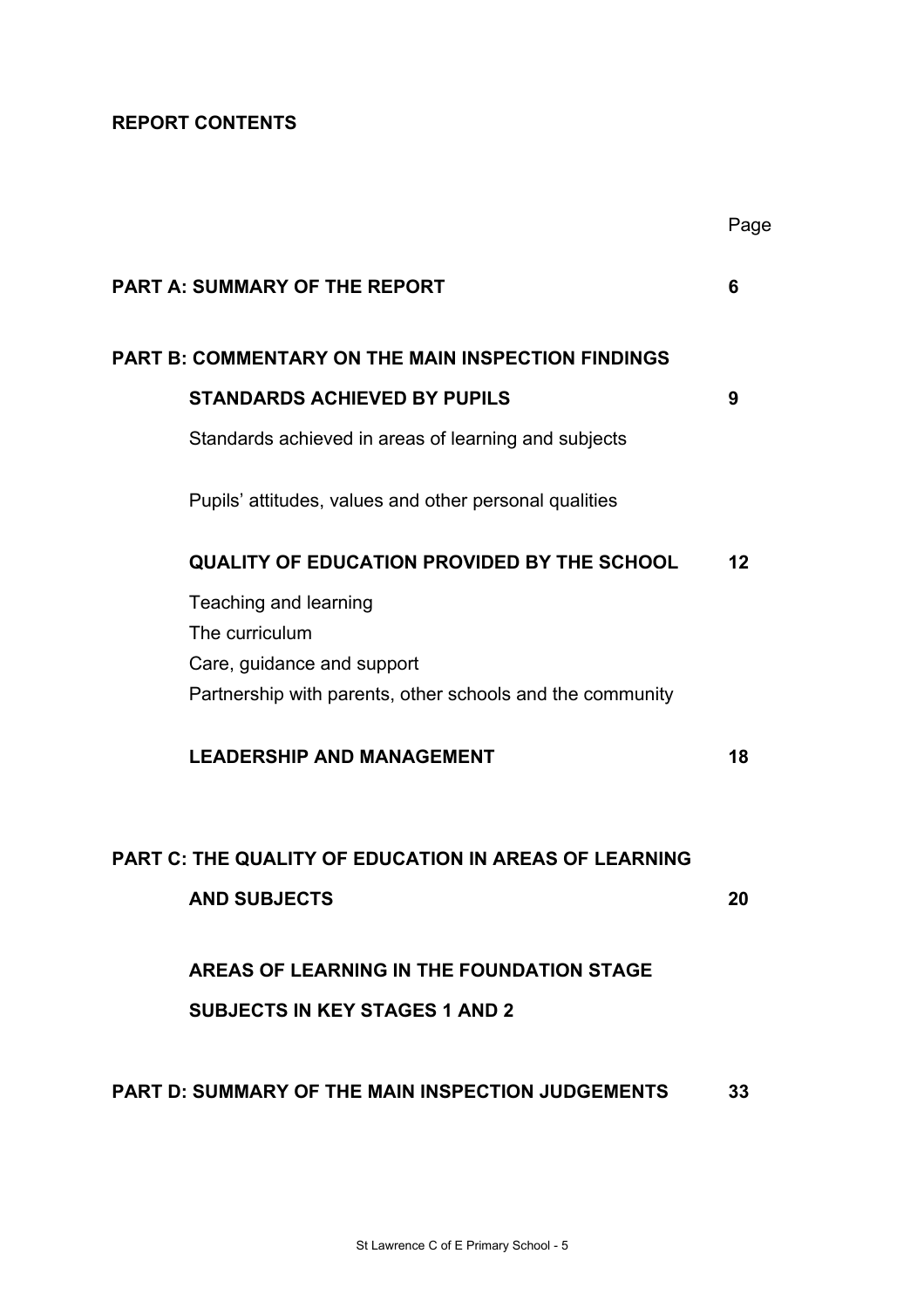**REPORT CONTENTS**

| | Page |
|---|---|
| **PART A: SUMMARY OF THE REPORT** | **6** |
| **PART B: COMMENTARY ON THE MAIN INSPECTION FINDINGS** | |
| **STANDARDS ACHIEVED BY PUPILS** | **9** |
| Standards achieved in areas of learning and subjects | |
| Pupils' attitudes, values and other personal qualities | |
| **QUALITY OF EDUCATION PROVIDED BY THE SCHOOL** | **12** |
| Teaching and learning | |
| The curriculum | |
| Care, guidance and support | |
| Partnership with parents, other schools and the community | |
| **LEADERSHIP AND MANAGEMENT** | **18** |
| **PART C: THE QUALITY OF EDUCATION IN AREAS OF LEARNING AND SUBJECTS** | **20** |
| **AREAS OF LEARNING IN THE FOUNDATION STAGE** | |
| **SUBJECTS IN KEY STAGES 1 AND 2** | |
| **PART D: SUMMARY OF THE MAIN INSPECTION JUDGEMENTS** | **33** |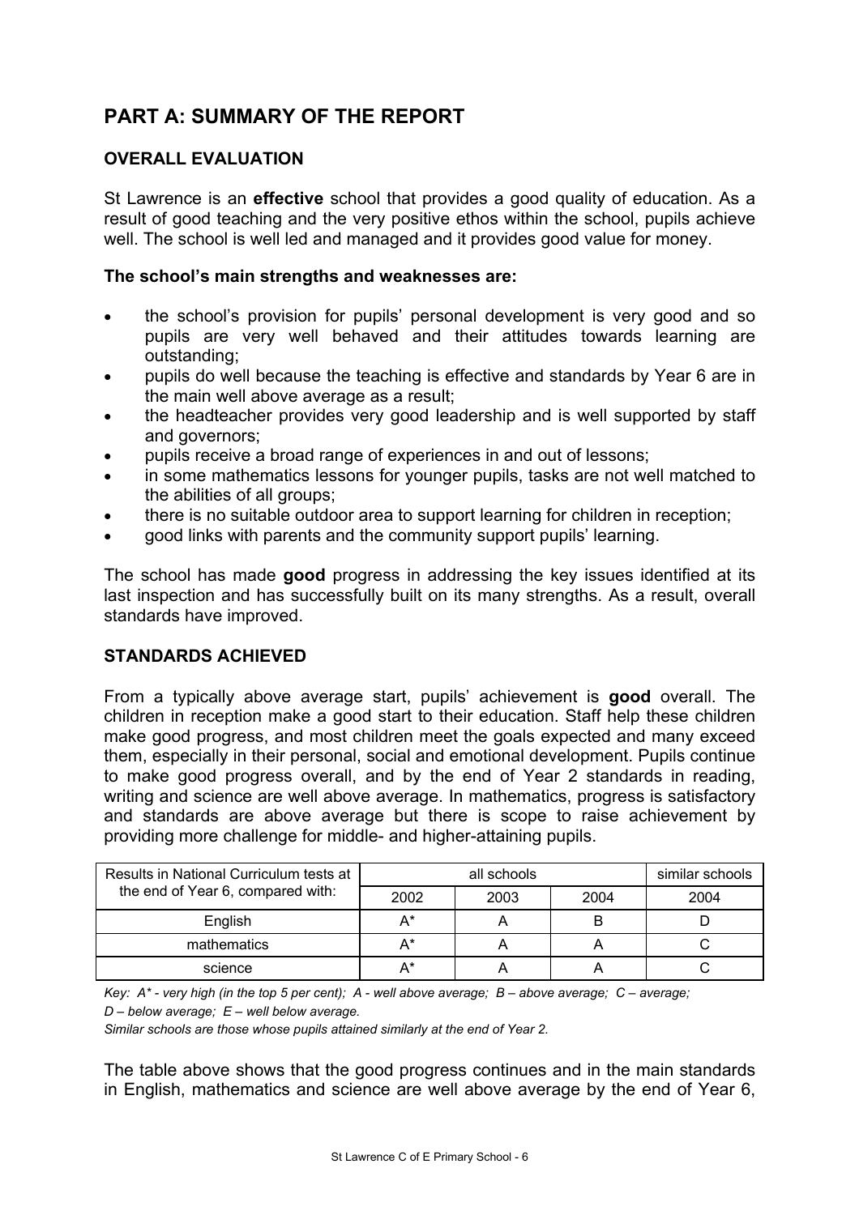# PART A: SUMMARY OF THE REPORT

## OVERALL EVALUATION

St Lawrence is an **effective** school that provides a good quality of education. As a result of good teaching and the very positive ethos within the school, pupils achieve well. The school is well led and managed and it provides good value for money.

**The school's main strengths and weaknesses are:**

- the school's provision for pupils' personal development is very good and so pupils are very well behaved and their attitudes towards learning are outstanding;
- pupils do well because the teaching is effective and standards by Year 6 are in the main well above average as a result;
- the headteacher provides very good leadership and is well supported by staff and governors;
- pupils receive a broad range of experiences in and out of lessons;
- in some mathematics lessons for younger pupils, tasks are not well matched to the abilities of all groups;
- there is no suitable outdoor area to support learning for children in reception;
- good links with parents and the community support pupils' learning.

The school has made **good** progress in addressing the key issues identified at its last inspection and has successfully built on its many strengths. As a result, overall standards have improved.

## STANDARDS ACHIEVED

From a typically above average start, pupils' achievement is **good** overall. The children in reception make a good start to their education. Staff help these children make good progress, and most children meet the goals expected and many exceed them, especially in their personal, social and emotional development. Pupils continue to make good progress overall, and by the end of Year 2 standards in reading, writing and science are well above average. In mathematics, progress is satisfactory and standards are above average but there is scope to raise achievement by providing more challenge for middle- and higher-attaining pupils.

| Results in National Curriculum tests at the end of Year 6, compared with: | all schools | | | similar schools |
|---|---|---|---|---|
| | 2002 | 2003 | 2004 | 2004 |
| English | A* | A | B | D |
| mathematics | A* | A | A | C |
| science | A* | A | A | C |

*Key: A* - very high (in the top 5 per cent); A - well above average; B – above average; C – average; D – below average; E – well below average.*

*Similar schools are those whose pupils attained similarly at the end of Year 2.*

The table above shows that the good progress continues and in the main standards in English, mathematics and science are well above average by the end of Year 6,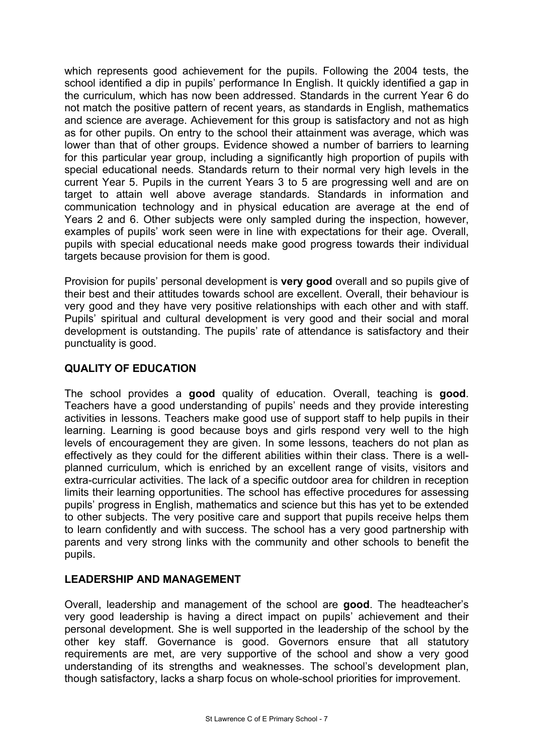which represents good achievement for the pupils. Following the 2004 tests, the school identified a dip in pupils' performance In English. It quickly identified a gap in the curriculum, which has now been addressed. Standards in the current Year 6 do not match the positive pattern of recent years, as standards in English, mathematics and science are average. Achievement for this group is satisfactory and not as high as for other pupils. On entry to the school their attainment was average, which was lower than that of other groups. Evidence showed a number of barriers to learning for this particular year group, including a significantly high proportion of pupils with special educational needs. Standards return to their normal very high levels in the current Year 5. Pupils in the current Years 3 to 5 are progressing well and are on target to attain well above average standards. Standards in information and communication technology and in physical education are average at the end of Years 2 and 6. Other subjects were only sampled during the inspection, however, examples of pupils' work seen were in line with expectations for their age. Overall, pupils with special educational needs make good progress towards their individual targets because provision for them is good.

Provision for pupils' personal development is **very good** overall and so pupils give of their best and their attitudes towards school are excellent. Overall, their behaviour is very good and they have very positive relationships with each other and with staff. Pupils' spiritual and cultural development is very good and their social and moral development is outstanding. The pupils' rate of attendance is satisfactory and their punctuality is good.

## QUALITY OF EDUCATION

The school provides a **good** quality of education. Overall, teaching is **good**. Teachers have a good understanding of pupils' needs and they provide interesting activities in lessons. Teachers make good use of support staff to help pupils in their learning. Learning is good because boys and girls respond very well to the high levels of encouragement they are given. In some lessons, teachers do not plan as effectively as they could for the different abilities within their class. There is a well-planned curriculum, which is enriched by an excellent range of visits, visitors and extra-curricular activities. The lack of a specific outdoor area for children in reception limits their learning opportunities. The school has effective procedures for assessing pupils' progress in English, mathematics and science but this has yet to be extended to other subjects. The very positive care and support that pupils receive helps them to learn confidently and with success. The school has a very good partnership with parents and very strong links with the community and other schools to benefit the pupils.

## LEADERSHIP AND MANAGEMENT

Overall, leadership and management of the school are **good**. The headteacher's very good leadership is having a direct impact on pupils' achievement and their personal development. She is well supported in the leadership of the school by the other key staff. Governance is good. Governors ensure that all statutory requirements are met, are very supportive of the school and show a very good understanding of its strengths and weaknesses. The school's development plan, though satisfactory, lacks a sharp focus on whole-school priorities for improvement.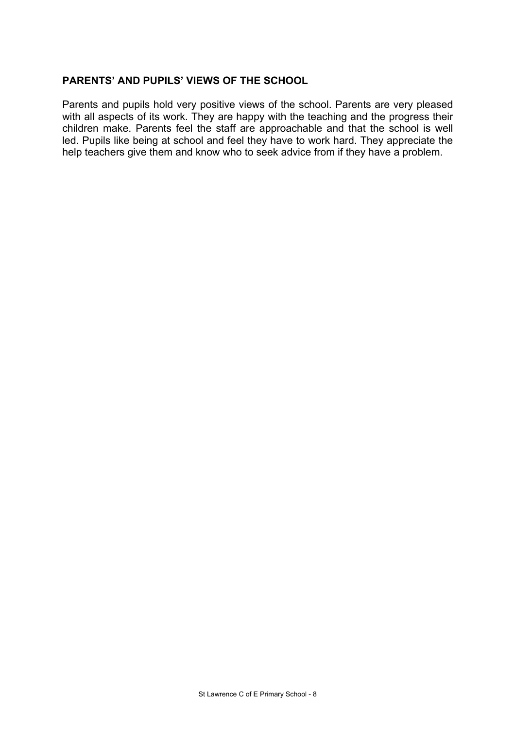## PARENTS' AND PUPILS' VIEWS OF THE SCHOOL

Parents and pupils hold very positive views of the school. Parents are very pleased with all aspects of its work. They are happy with the teaching and the progress their children make. Parents feel the staff are approachable and that the school is well led. Pupils like being at school and feel they have to work hard. They appreciate the help teachers give them and know who to seek advice from if they have a problem.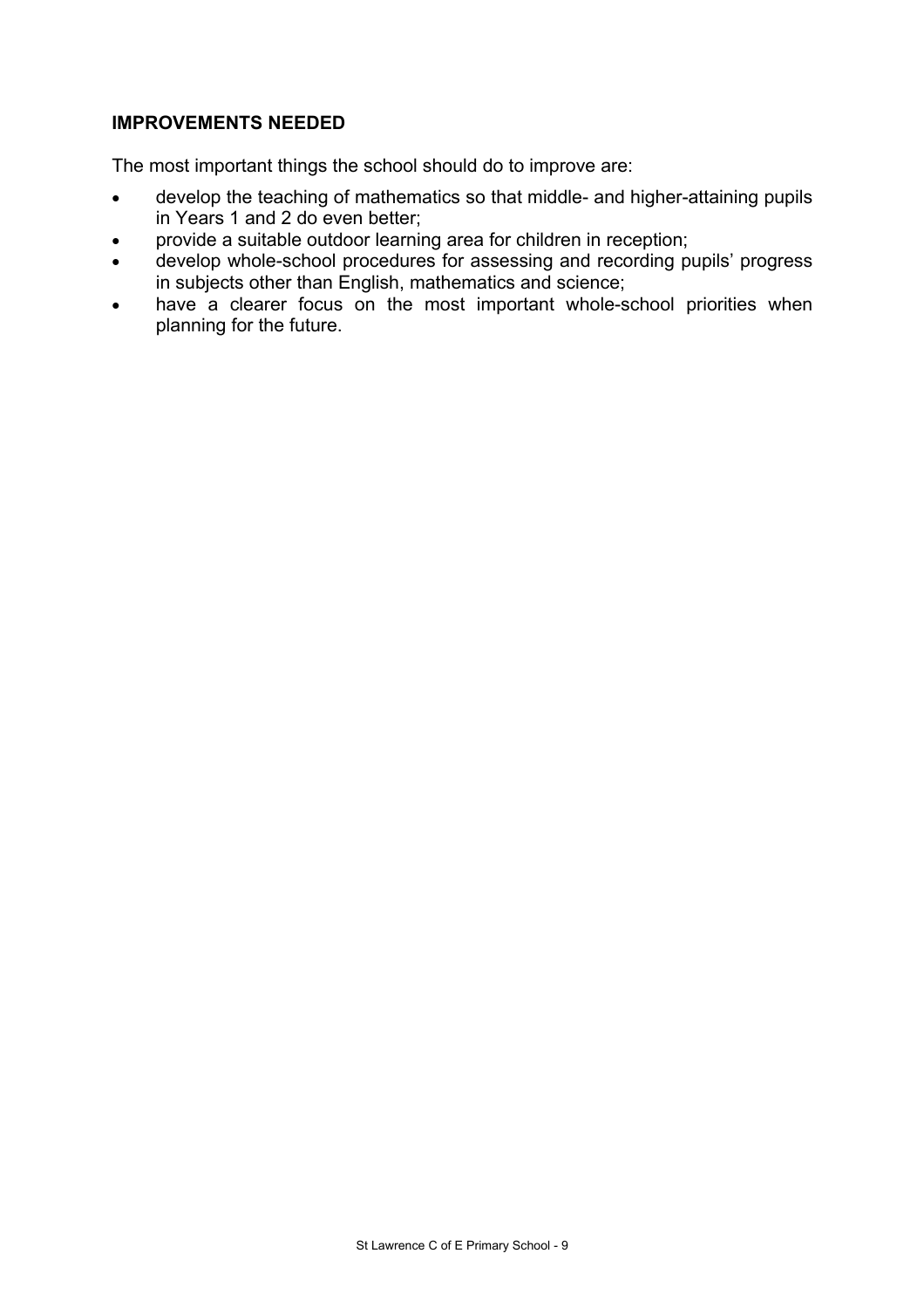## IMPROVEMENTS NEEDED

The most important things the school should do to improve are:

- develop the teaching of mathematics so that middle- and higher-attaining pupils in Years 1 and 2 do even better;
- provide a suitable outdoor learning area for children in reception;
- develop whole-school procedures for assessing and recording pupils' progress in subjects other than English, mathematics and science;
- have a clearer focus on the most important whole-school priorities when planning for the future.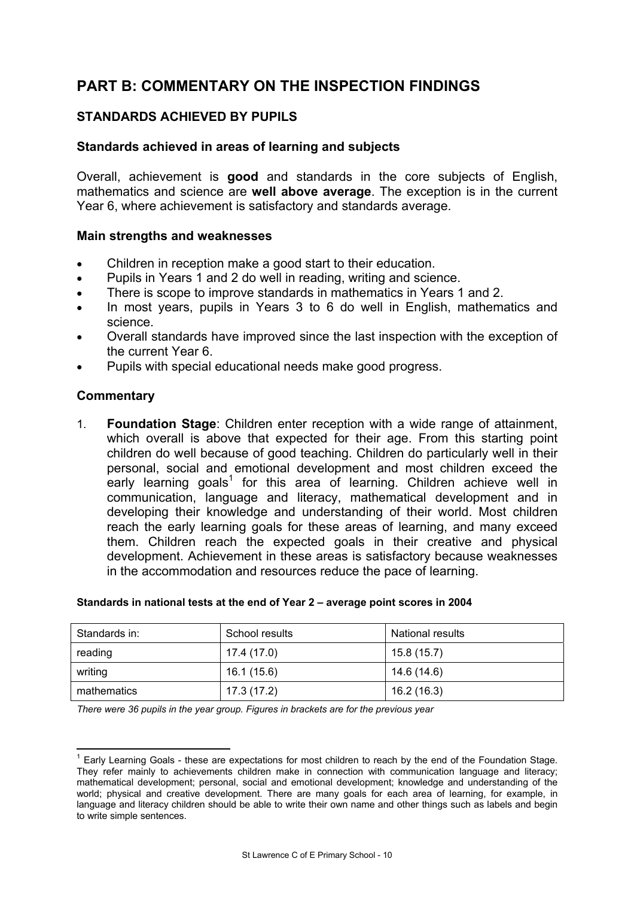## PART B: COMMENTARY ON THE INSPECTION FINDINGS

### STANDARDS ACHIEVED BY PUPILS

#### Standards achieved in areas of learning and subjects

Overall, achievement is **good** and standards in the core subjects of English, mathematics and science are **well above average**. The exception is in the current Year 6, where achievement is satisfactory and standards average.

#### Main strengths and weaknesses

- Children in reception make a good start to their education.
- Pupils in Years 1 and 2 do well in reading, writing and science.
- There is scope to improve standards in mathematics in Years 1 and 2.
- In most years, pupils in Years 3 to 6 do well in English, mathematics and science.
- Overall standards have improved since the last inspection with the exception of the current Year 6.
- Pupils with special educational needs make good progress.

#### Commentary

1. **Foundation Stage**: Children enter reception with a wide range of attainment, which overall is above that expected for their age. From this starting point children do well because of good teaching. Children do particularly well in their personal, social and emotional development and most children exceed the early learning goals[1] for this area of learning. Children achieve well in communication, language and literacy, mathematical development and in developing their knowledge and understanding of their world. Most children reach the early learning goals for these areas of learning, and many exceed them. Children reach the expected goals in their creative and physical development. Achievement in these areas is satisfactory because weaknesses in the accommodation and resources reduce the pace of learning.

**Standards in national tests at the end of Year 2 – average point scores in 2004**

| Standards in: | School results | National results |
|---|---|---|
| reading | 17.4 (17.0) | 15.8 (15.7) |
| writing | 16.1 (15.6) | 14.6 (14.6) |
| mathematics | 17.3 (17.2) | 16.2 (16.3) |

*There were 36 pupils in the year group. Figures in brackets are for the previous year*

[1] Early Learning Goals - these are expectations for most children to reach by the end of the Foundation Stage. They refer mainly to achievements children make in connection with communication language and literacy; mathematical development; personal, social and emotional development; knowledge and understanding of the world; physical and creative development. There are many goals for each area of learning, for example, in language and literacy children should be able to write their own name and other things such as labels and begin to write simple sentences.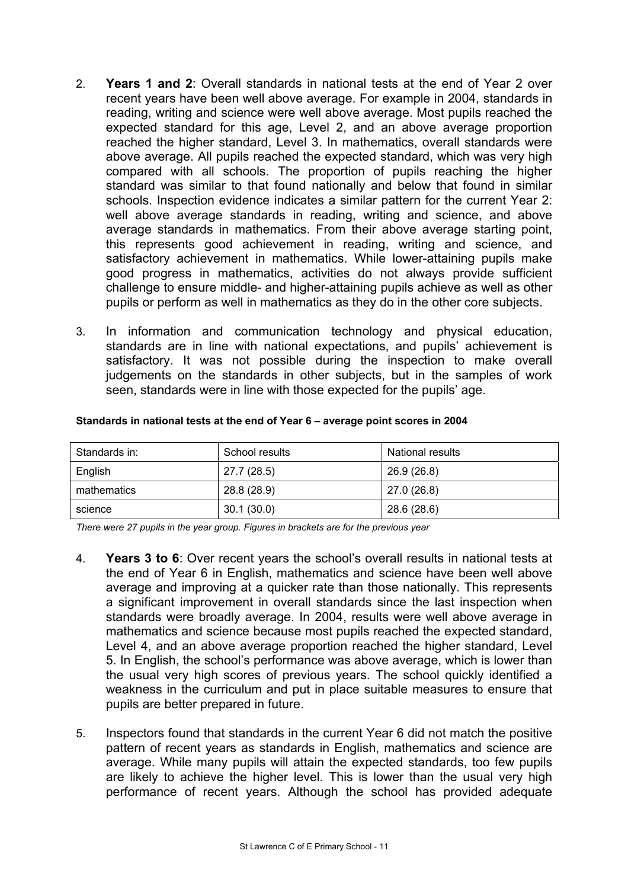2. **Years 1 and 2**: Overall standards in national tests at the end of Year 2 over recent years have been well above average. For example in 2004, standards in reading, writing and science were well above average. Most pupils reached the expected standard for this age, Level 2, and an above average proportion reached the higher standard, Level 3. In mathematics, overall standards were above average. All pupils reached the expected standard, which was very high compared with all schools. The proportion of pupils reaching the higher standard was similar to that found nationally and below that found in similar schools. Inspection evidence indicates a similar pattern for the current Year 2: well above average standards in reading, writing and science, and above average standards in mathematics. From their above average starting point, this represents good achievement in reading, writing and science, and satisfactory achievement in mathematics. While lower-attaining pupils make good progress in mathematics, activities do not always provide sufficient challenge to ensure middle- and higher-attaining pupils achieve as well as other pupils or perform as well in mathematics as they do in the other core subjects.

3. In information and communication technology and physical education, standards are in line with national expectations, and pupils' achievement is satisfactory. It was not possible during the inspection to make overall judgements on the standards in other subjects, but in the samples of work seen, standards were in line with those expected for the pupils' age.

**Standards in national tests at the end of Year 6 – average point scores in 2004**

| Standards in: | School results | National results |
|---|---|---|
| English | 27.7 (28.5) | 26.9 (26.8) |
| mathematics | 28.8 (28.9) | 27.0 (26.8) |
| science | 30.1 (30.0) | 28.6 (28.6) |

*There were 27 pupils in the year group. Figures in brackets are for the previous year*

4. **Years 3 to 6**: Over recent years the school's overall results in national tests at the end of Year 6 in English, mathematics and science have been well above average and improving at a quicker rate than those nationally. This represents a significant improvement in overall standards since the last inspection when standards were broadly average. In 2004, results were well above average in mathematics and science because most pupils reached the expected standard, Level 4, and an above average proportion reached the higher standard, Level 5. In English, the school's performance was above average, which is lower than the usual very high scores of previous years. The school quickly identified a weakness in the curriculum and put in place suitable measures to ensure that pupils are better prepared in future.

5. Inspectors found that standards in the current Year 6 did not match the positive pattern of recent years as standards in English, mathematics and science are average. While many pupils will attain the expected standards, too few pupils are likely to achieve the higher level. This is lower than the usual very high performance of recent years. Although the school has provided adequate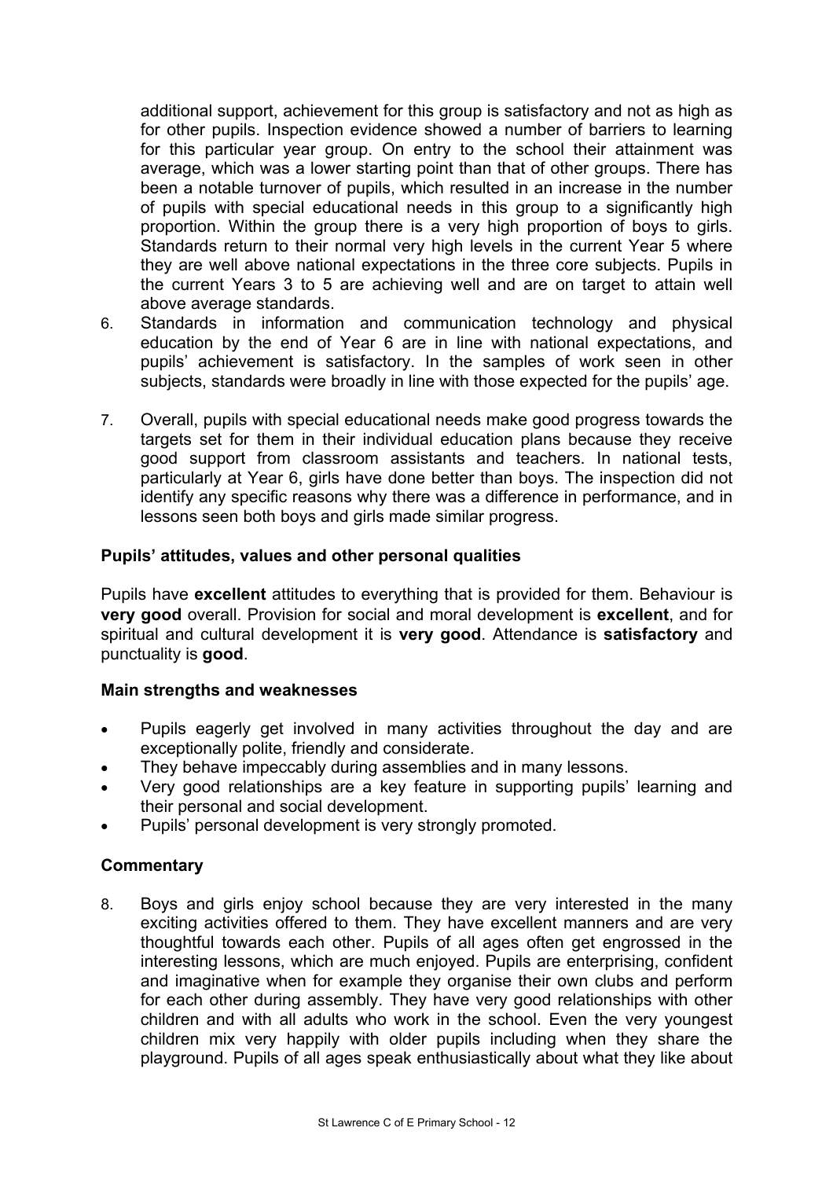additional support, achievement for this group is satisfactory and not as high as for other pupils. Inspection evidence showed a number of barriers to learning for this particular year group. On entry to the school their attainment was average, which was a lower starting point than that of other groups. There has been a notable turnover of pupils, which resulted in an increase in the number of pupils with special educational needs in this group to a significantly high proportion. Within the group there is a very high proportion of boys to girls. Standards return to their normal very high levels in the current Year 5 where they are well above national expectations in the three core subjects. Pupils in the current Years 3 to 5 are achieving well and are on target to attain well above average standards.

6. Standards in information and communication technology and physical education by the end of Year 6 are in line with national expectations, and pupils' achievement is satisfactory. In the samples of work seen in other subjects, standards were broadly in line with those expected for the pupils' age.

7. Overall, pupils with special educational needs make good progress towards the targets set for them in their individual education plans because they receive good support from classroom assistants and teachers. In national tests, particularly at Year 6, girls have done better than boys. The inspection did not identify any specific reasons why there was a difference in performance, and in lessons seen both boys and girls made similar progress.

### Pupils' attitudes, values and other personal qualities

Pupils have **excellent** attitudes to everything that is provided for them. Behaviour is **very good** overall. Provision for social and moral development is **excellent**, and for spiritual and cultural development it is **very good**. Attendance is **satisfactory** and punctuality is **good**.

#### Main strengths and weaknesses

- Pupils eagerly get involved in many activities throughout the day and are exceptionally polite, friendly and considerate.
- They behave impeccably during assemblies and in many lessons.
- Very good relationships are a key feature in supporting pupils' learning and their personal and social development.
- Pupils' personal development is very strongly promoted.

#### Commentary

8. Boys and girls enjoy school because they are very interested in the many exciting activities offered to them. They have excellent manners and are very thoughtful towards each other. Pupils of all ages often get engrossed in the interesting lessons, which are much enjoyed. Pupils are enterprising, confident and imaginative when for example they organise their own clubs and perform for each other during assembly. They have very good relationships with other children and with all adults who work in the school. Even the very youngest children mix very happily with older pupils including when they share the playground. Pupils of all ages speak enthusiastically about what they like about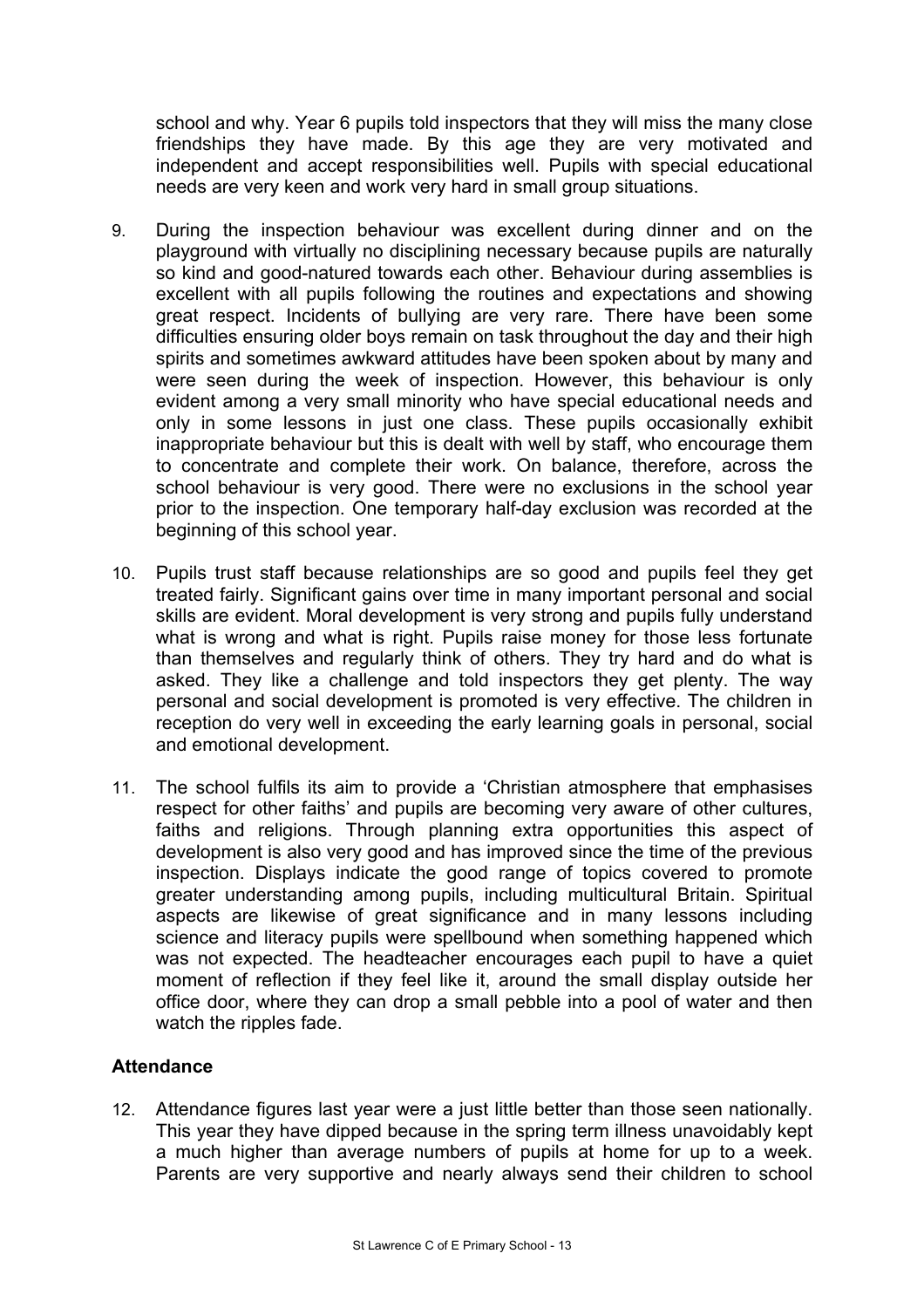school and why. Year 6 pupils told inspectors that they will miss the many close friendships they have made. By this age they are very motivated and independent and accept responsibilities well. Pupils with special educational needs are very keen and work very hard in small group situations.

9. During the inspection behaviour was excellent during dinner and on the playground with virtually no disciplining necessary because pupils are naturally so kind and good-natured towards each other. Behaviour during assemblies is excellent with all pupils following the routines and expectations and showing great respect. Incidents of bullying are very rare. There have been some difficulties ensuring older boys remain on task throughout the day and their high spirits and sometimes awkward attitudes have been spoken about by many and were seen during the week of inspection. However, this behaviour is only evident among a very small minority who have special educational needs and only in some lessons in just one class. These pupils occasionally exhibit inappropriate behaviour but this is dealt with well by staff, who encourage them to concentrate and complete their work. On balance, therefore, across the school behaviour is very good. There were no exclusions in the school year prior to the inspection. One temporary half-day exclusion was recorded at the beginning of this school year.

10. Pupils trust staff because relationships are so good and pupils feel they get treated fairly. Significant gains over time in many important personal and social skills are evident. Moral development is very strong and pupils fully understand what is wrong and what is right. Pupils raise money for those less fortunate than themselves and regularly think of others. They try hard and do what is asked. They like a challenge and told inspectors they get plenty. The way personal and social development is promoted is very effective. The children in reception do very well in exceeding the early learning goals in personal, social and emotional development.

11. The school fulfils its aim to provide a 'Christian atmosphere that emphasises respect for other faiths' and pupils are becoming very aware of other cultures, faiths and religions. Through planning extra opportunities this aspect of development is also very good and has improved since the time of the previous inspection. Displays indicate the good range of topics covered to promote greater understanding among pupils, including multicultural Britain. Spiritual aspects are likewise of great significance and in many lessons including science and literacy pupils were spellbound when something happened which was not expected. The headteacher encourages each pupil to have a quiet moment of reflection if they feel like it, around the small display outside her office door, where they can drop a small pebble into a pool of water and then watch the ripples fade.

### Attendance

12. Attendance figures last year were a just little better than those seen nationally. This year they have dipped because in the spring term illness unavoidably kept a much higher than average numbers of pupils at home for up to a week. Parents are very supportive and nearly always send their children to school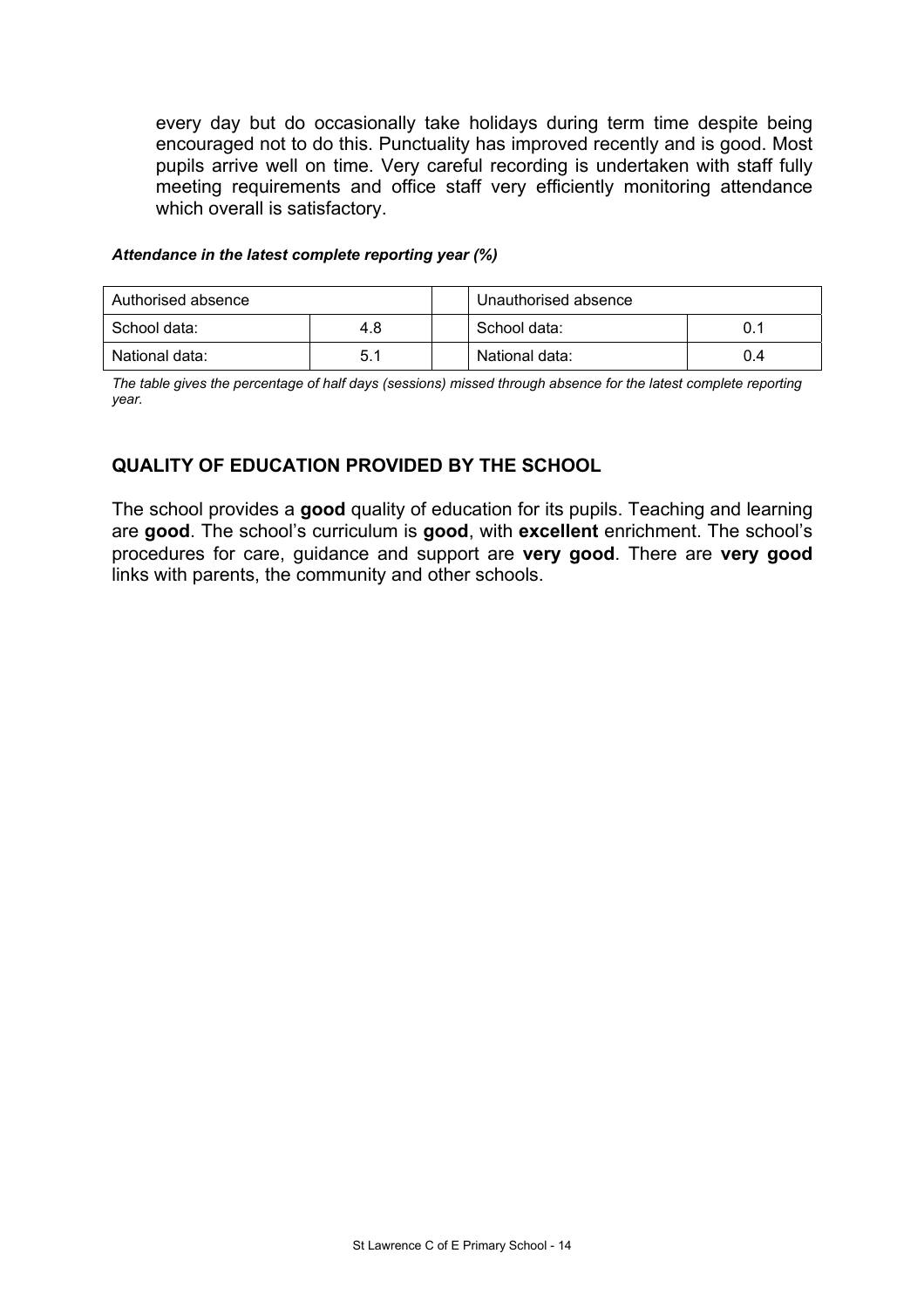every day but do occasionally take holidays during term time despite being encouraged not to do this. Punctuality has improved recently and is good. Most pupils arrive well on time. Very careful recording is undertaken with staff fully meeting requirements and office staff very efficiently monitoring attendance which overall is satisfactory.

***Attendance in the latest complete reporting year (%)***

| Authorised absence | | | Unauthorised absence | |
|---|---|---|---|---|
| School data: | 4.8 | | School data: | 0.1 |
| National data: | 5.1 | | National data: | 0.4 |

*The table gives the percentage of half days (sessions) missed through absence for the latest complete reporting year.*

## QUALITY OF EDUCATION PROVIDED BY THE SCHOOL

The school provides a **good** quality of education for its pupils. Teaching and learning are **good**. The school's curriculum is **good**, with **excellent** enrichment. The school's procedures for care, guidance and support are **very good**. There are **very good** links with parents, the community and other schools.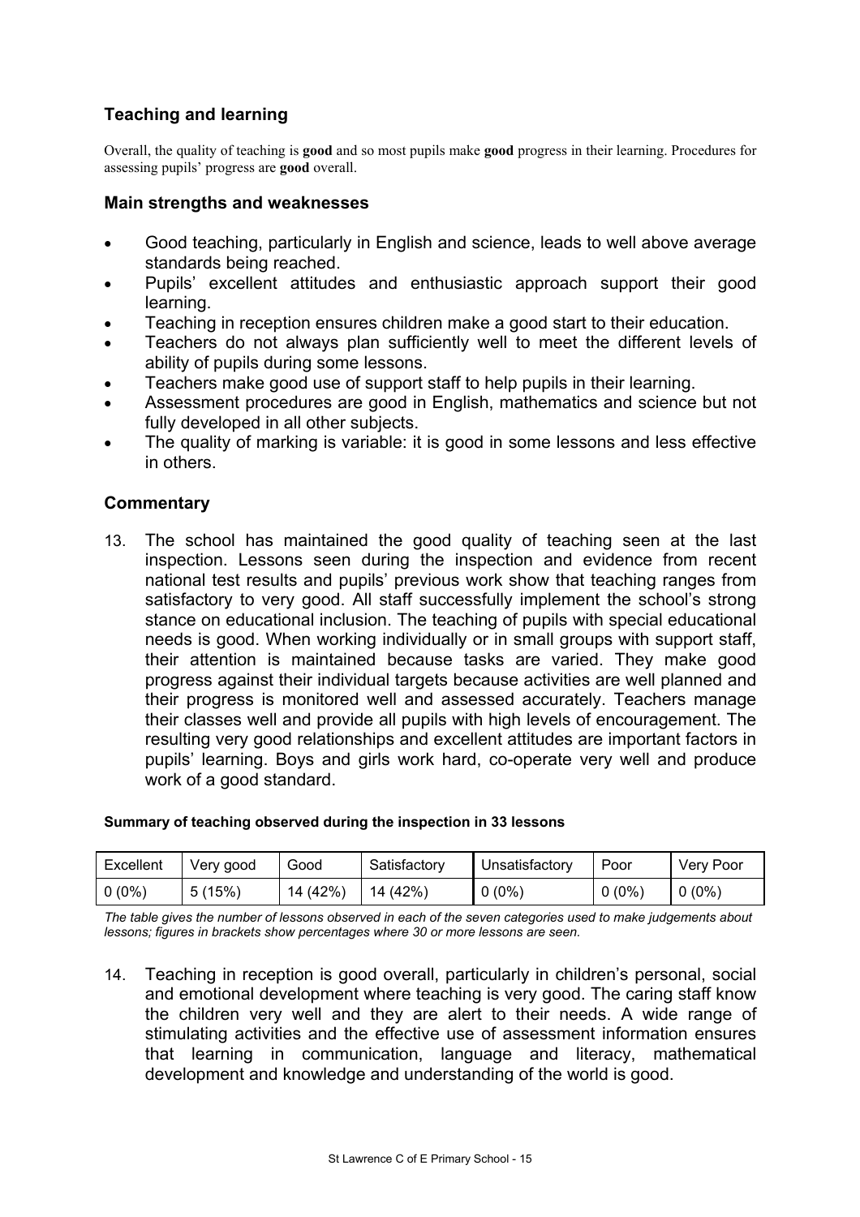## Teaching and learning

Overall, the quality of teaching is **good** and so most pupils make **good** progress in their learning. Procedures for assessing pupils' progress are **good** overall.

### Main strengths and weaknesses

- Good teaching, particularly in English and science, leads to well above average standards being reached.
- Pupils' excellent attitudes and enthusiastic approach support their good learning.
- Teaching in reception ensures children make a good start to their education.
- Teachers do not always plan sufficiently well to meet the different levels of ability of pupils during some lessons.
- Teachers make good use of support staff to help pupils in their learning.
- Assessment procedures are good in English, mathematics and science but not fully developed in all other subjects.
- The quality of marking is variable: it is good in some lessons and less effective in others.

### Commentary

13. The school has maintained the good quality of teaching seen at the last inspection. Lessons seen during the inspection and evidence from recent national test results and pupils' previous work show that teaching ranges from satisfactory to very good. All staff successfully implement the school's strong stance on educational inclusion. The teaching of pupils with special educational needs is good. When working individually or in small groups with support staff, their attention is maintained because tasks are varied. They make good progress against their individual targets because activities are well planned and their progress is monitored well and assessed accurately. Teachers manage their classes well and provide all pupils with high levels of encouragement. The resulting very good relationships and excellent attitudes are important factors in pupils' learning. Boys and girls work hard, co-operate very well and produce work of a good standard.

**Summary of teaching observed during the inspection in 33 lessons**

| Excellent | Very good | Good | Satisfactory | Unsatisfactory | Poor | Very Poor |
|---|---|---|---|---|---|---|
| 0 (0%) | 5 (15%) | 14 (42%) | 14 (42%) | 0 (0%) | 0 (0%) | 0 (0%) |

*The table gives the number of lessons observed in each of the seven categories used to make judgements about lessons; figures in brackets show percentages where 30 or more lessons are seen.*

14. Teaching in reception is good overall, particularly in children's personal, social and emotional development where teaching is very good. The caring staff know the children very well and they are alert to their needs. A wide range of stimulating activities and the effective use of assessment information ensures that learning in communication, language and literacy, mathematical development and knowledge and understanding of the world is good.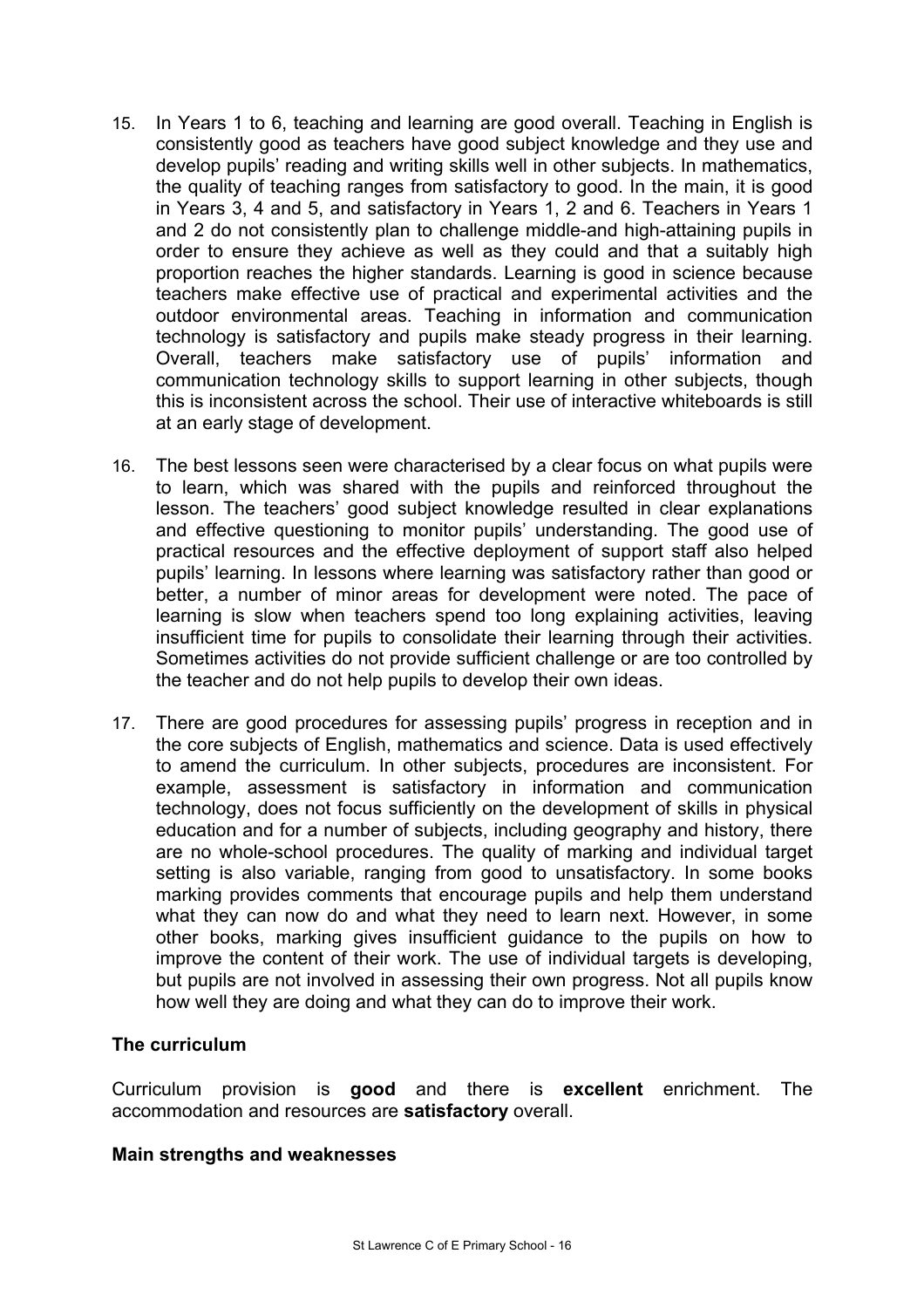15. In Years 1 to 6, teaching and learning are good overall. Teaching in English is consistently good as teachers have good subject knowledge and they use and develop pupils' reading and writing skills well in other subjects. In mathematics, the quality of teaching ranges from satisfactory to good. In the main, it is good in Years 3, 4 and 5, and satisfactory in Years 1, 2 and 6. Teachers in Years 1 and 2 do not consistently plan to challenge middle-and high-attaining pupils in order to ensure they achieve as well as they could and that a suitably high proportion reaches the higher standards. Learning is good in science because teachers make effective use of practical and experimental activities and the outdoor environmental areas. Teaching in information and communication technology is satisfactory and pupils make steady progress in their learning. Overall, teachers make satisfactory use of pupils' information and communication technology skills to support learning in other subjects, though this is inconsistent across the school. Their use of interactive whiteboards is still at an early stage of development.

16. The best lessons seen were characterised by a clear focus on what pupils were to learn, which was shared with the pupils and reinforced throughout the lesson. The teachers' good subject knowledge resulted in clear explanations and effective questioning to monitor pupils' understanding. The good use of practical resources and the effective deployment of support staff also helped pupils' learning. In lessons where learning was satisfactory rather than good or better, a number of minor areas for development were noted. The pace of learning is slow when teachers spend too long explaining activities, leaving insufficient time for pupils to consolidate their learning through their activities. Sometimes activities do not provide sufficient challenge or are too controlled by the teacher and do not help pupils to develop their own ideas.

17. There are good procedures for assessing pupils' progress in reception and in the core subjects of English, mathematics and science. Data is used effectively to amend the curriculum. In other subjects, procedures are inconsistent. For example, assessment is satisfactory in information and communication technology, does not focus sufficiently on the development of skills in physical education and for a number of subjects, including geography and history, there are no whole-school procedures. The quality of marking and individual target setting is also variable, ranging from good to unsatisfactory. In some books marking provides comments that encourage pupils and help them understand what they can now do and what they need to learn next. However, in some other books, marking gives insufficient guidance to the pupils on how to improve the content of their work. The use of individual targets is developing, but pupils are not involved in assessing their own progress. Not all pupils know how well they are doing and what they can do to improve their work.

### The curriculum

Curriculum provision is **good** and there is **excellent** enrichment. The accommodation and resources are **satisfactory** overall.

#### Main strengths and weaknesses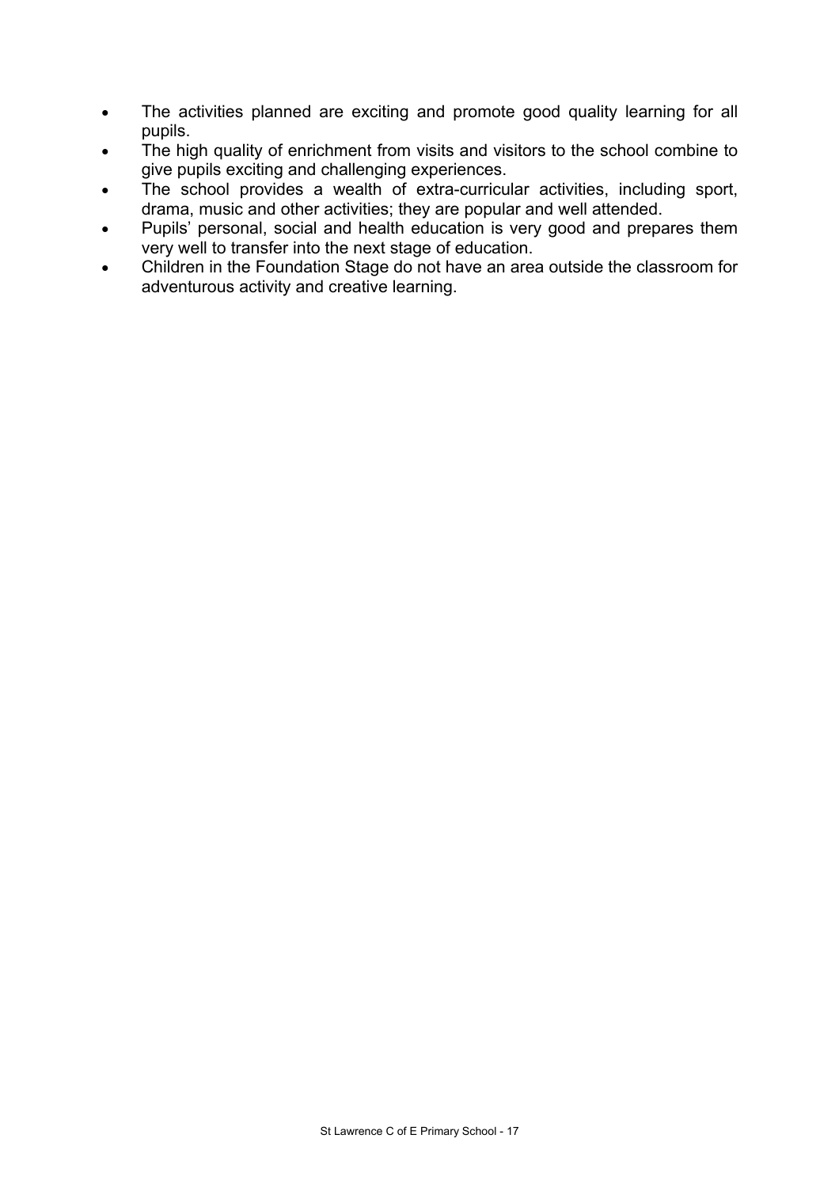- The activities planned are exciting and promote good quality learning for all pupils.
- The high quality of enrichment from visits and visitors to the school combine to give pupils exciting and challenging experiences.
- The school provides a wealth of extra-curricular activities, including sport, drama, music and other activities; they are popular and well attended.
- Pupils' personal, social and health education is very good and prepares them very well to transfer into the next stage of education.
- Children in the Foundation Stage do not have an area outside the classroom for adventurous activity and creative learning.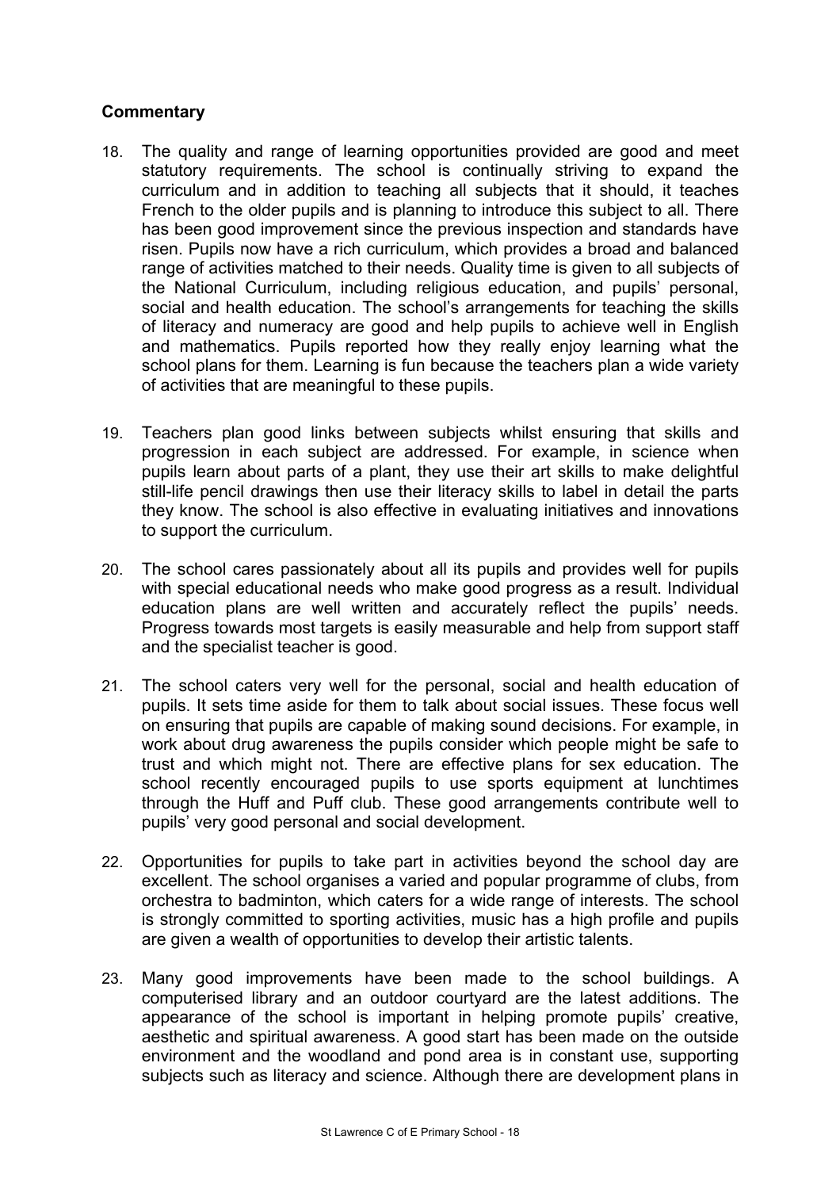**Commentary**

18. The quality and range of learning opportunities provided are good and meet statutory requirements. The school is continually striving to expand the curriculum and in addition to teaching all subjects that it should, it teaches French to the older pupils and is planning to introduce this subject to all. There has been good improvement since the previous inspection and standards have risen. Pupils now have a rich curriculum, which provides a broad and balanced range of activities matched to their needs. Quality time is given to all subjects of the National Curriculum, including religious education, and pupils' personal, social and health education. The school's arrangements for teaching the skills of literacy and numeracy are good and help pupils to achieve well in English and mathematics. Pupils reported how they really enjoy learning what the school plans for them. Learning is fun because the teachers plan a wide variety of activities that are meaningful to these pupils.

19. Teachers plan good links between subjects whilst ensuring that skills and progression in each subject are addressed. For example, in science when pupils learn about parts of a plant, they use their art skills to make delightful still-life pencil drawings then use their literacy skills to label in detail the parts they know. The school is also effective in evaluating initiatives and innovations to support the curriculum.

20. The school cares passionately about all its pupils and provides well for pupils with special educational needs who make good progress as a result. Individual education plans are well written and accurately reflect the pupils' needs. Progress towards most targets is easily measurable and help from support staff and the specialist teacher is good.

21. The school caters very well for the personal, social and health education of pupils. It sets time aside for them to talk about social issues. These focus well on ensuring that pupils are capable of making sound decisions. For example, in work about drug awareness the pupils consider which people might be safe to trust and which might not. There are effective plans for sex education. The school recently encouraged pupils to use sports equipment at lunchtimes through the Huff and Puff club. These good arrangements contribute well to pupils' very good personal and social development.

22. Opportunities for pupils to take part in activities beyond the school day are excellent. The school organises a varied and popular programme of clubs, from orchestra to badminton, which caters for a wide range of interests. The school is strongly committed to sporting activities, music has a high profile and pupils are given a wealth of opportunities to develop their artistic talents.

23. Many good improvements have been made to the school buildings. A computerised library and an outdoor courtyard are the latest additions. The appearance of the school is important in helping promote pupils' creative, aesthetic and spiritual awareness. A good start has been made on the outside environment and the woodland and pond area is in constant use, supporting subjects such as literacy and science. Although there are development plans in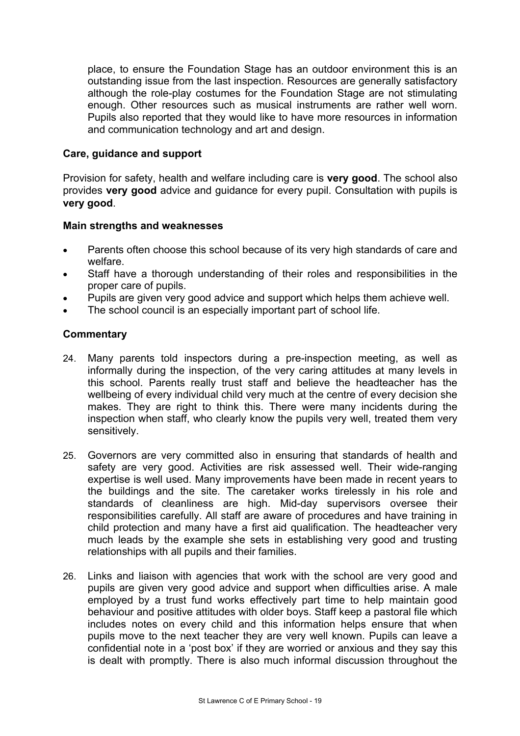place, to ensure the Foundation Stage has an outdoor environment this is an outstanding issue from the last inspection. Resources are generally satisfactory although the role-play costumes for the Foundation Stage are not stimulating enough. Other resources such as musical instruments are rather well worn. Pupils also reported that they would like to have more resources in information and communication technology and art and design.

### Care, guidance and support

Provision for safety, health and welfare including care is **very good**. The school also provides **very good** advice and guidance for every pupil. Consultation with pupils is **very good**.

#### Main strengths and weaknesses

- Parents often choose this school because of its very high standards of care and welfare.
- Staff have a thorough understanding of their roles and responsibilities in the proper care of pupils.
- Pupils are given very good advice and support which helps them achieve well.
- The school council is an especially important part of school life.

#### Commentary

24. Many parents told inspectors during a pre-inspection meeting, as well as informally during the inspection, of the very caring attitudes at many levels in this school. Parents really trust staff and believe the headteacher has the wellbeing of every individual child very much at the centre of every decision she makes. They are right to think this. There were many incidents during the inspection when staff, who clearly know the pupils very well, treated them very sensitively.

25. Governors are very committed also in ensuring that standards of health and safety are very good. Activities are risk assessed well. Their wide-ranging expertise is well used. Many improvements have been made in recent years to the buildings and the site. The caretaker works tirelessly in his role and standards of cleanliness are high. Mid-day supervisors oversee their responsibilities carefully. All staff are aware of procedures and have training in child protection and many have a first aid qualification. The headteacher very much leads by the example she sets in establishing very good and trusting relationships with all pupils and their families.

26. Links and liaison with agencies that work with the school are very good and pupils are given very good advice and support when difficulties arise. A male employed by a trust fund works effectively part time to help maintain good behaviour and positive attitudes with older boys. Staff keep a pastoral file which includes notes on every child and this information helps ensure that when pupils move to the next teacher they are very well known. Pupils can leave a confidential note in a 'post box' if they are worried or anxious and they say this is dealt with promptly. There is also much informal discussion throughout the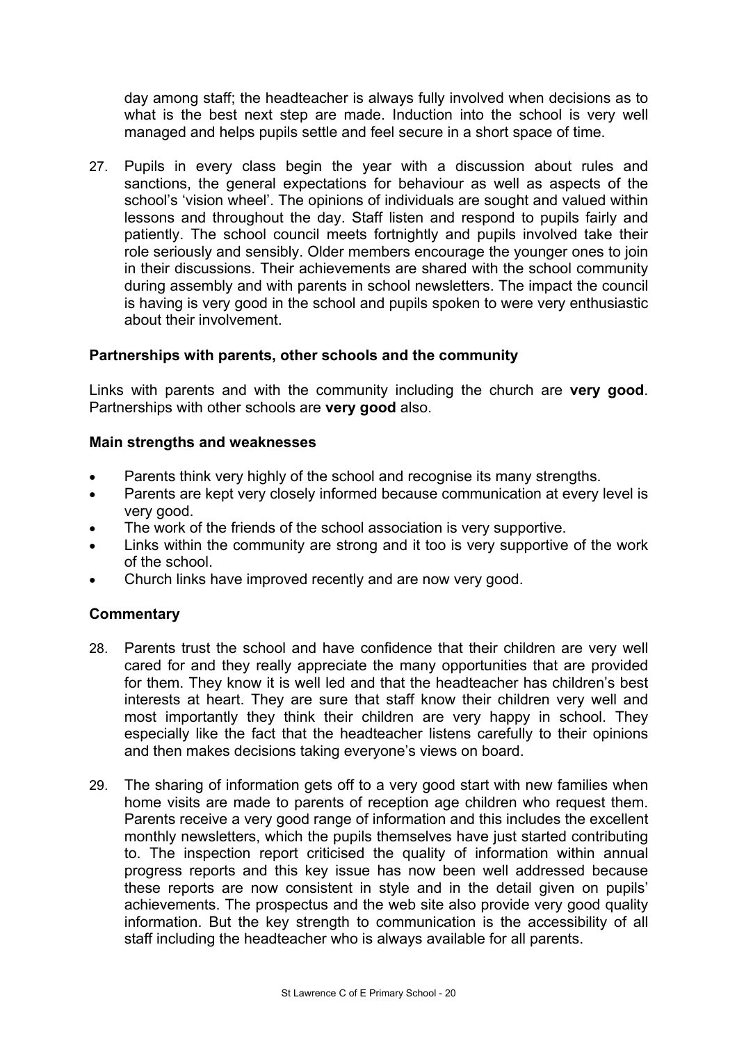day among staff; the headteacher is always fully involved when decisions as to what is the best next step are made. Induction into the school is very well managed and helps pupils settle and feel secure in a short space of time.

27. Pupils in every class begin the year with a discussion about rules and sanctions, the general expectations for behaviour as well as aspects of the school's 'vision wheel'. The opinions of individuals are sought and valued within lessons and throughout the day. Staff listen and respond to pupils fairly and patiently. The school council meets fortnightly and pupils involved take their role seriously and sensibly. Older members encourage the younger ones to join in their discussions. Their achievements are shared with the school community during assembly and with parents in school newsletters. The impact the council is having is very good in the school and pupils spoken to were very enthusiastic about their involvement.

### Partnerships with parents, other schools and the community

Links with parents and with the community including the church are **very good**. Partnerships with other schools are **very good** also.

### Main strengths and weaknesses

- Parents think very highly of the school and recognise its many strengths.
- Parents are kept very closely informed because communication at every level is very good.
- The work of the friends of the school association is very supportive.
- Links within the community are strong and it too is very supportive of the work of the school.
- Church links have improved recently and are now very good.

### Commentary

28. Parents trust the school and have confidence that their children are very well cared for and they really appreciate the many opportunities that are provided for them. They know it is well led and that the headteacher has children's best interests at heart. They are sure that staff know their children very well and most importantly they think their children are very happy in school. They especially like the fact that the headteacher listens carefully to their opinions and then makes decisions taking everyone's views on board.

29. The sharing of information gets off to a very good start with new families when home visits are made to parents of reception age children who request them. Parents receive a very good range of information and this includes the excellent monthly newsletters, which the pupils themselves have just started contributing to. The inspection report criticised the quality of information within annual progress reports and this key issue has now been well addressed because these reports are now consistent in style and in the detail given on pupils' achievements. The prospectus and the web site also provide very good quality information. But the key strength to communication is the accessibility of all staff including the headteacher who is always available for all parents.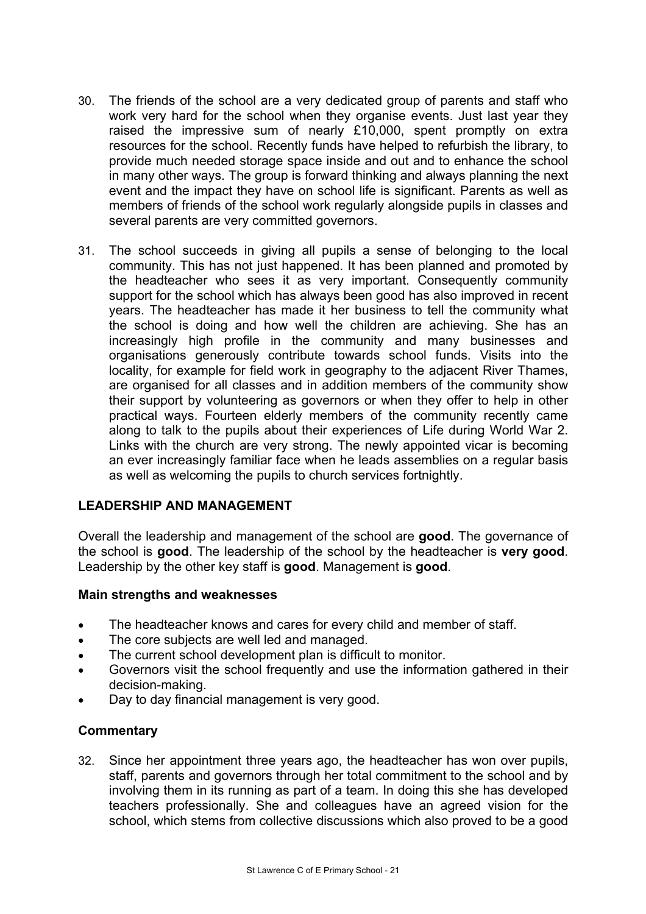30. The friends of the school are a very dedicated group of parents and staff who work very hard for the school when they organise events. Just last year they raised the impressive sum of nearly £10,000, spent promptly on extra resources for the school. Recently funds have helped to refurbish the library, to provide much needed storage space inside and out and to enhance the school in many other ways. The group is forward thinking and always planning the next event and the impact they have on school life is significant. Parents as well as members of friends of the school work regularly alongside pupils in classes and several parents are very committed governors.

31. The school succeeds in giving all pupils a sense of belonging to the local community. This has not just happened. It has been planned and promoted by the headteacher who sees it as very important. Consequently community support for the school which has always been good has also improved in recent years. The headteacher has made it her business to tell the community what the school is doing and how well the children are achieving. She has an increasingly high profile in the community and many businesses and organisations generously contribute towards school funds. Visits into the locality, for example for field work in geography to the adjacent River Thames, are organised for all classes and in addition members of the community show their support by volunteering as governors or when they offer to help in other practical ways. Fourteen elderly members of the community recently came along to talk to the pupils about their experiences of Life during World War 2. Links with the church are very strong. The newly appointed vicar is becoming an ever increasingly familiar face when he leads assemblies on a regular basis as well as welcoming the pupils to church services fortnightly.

## LEADERSHIP AND MANAGEMENT

Overall the leadership and management of the school are **good**. The governance of the school is **good**. The leadership of the school by the headteacher is **very good**. Leadership by the other key staff is **good**. Management is **good**.

### Main strengths and weaknesses

- The headteacher knows and cares for every child and member of staff.
- The core subjects are well led and managed.
- The current school development plan is difficult to monitor.
- Governors visit the school frequently and use the information gathered in their decision-making.
- Day to day financial management is very good.

### Commentary

32. Since her appointment three years ago, the headteacher has won over pupils, staff, parents and governors through her total commitment to the school and by involving them in its running as part of a team. In doing this she has developed teachers professionally. She and colleagues have an agreed vision for the school, which stems from collective discussions which also proved to be a good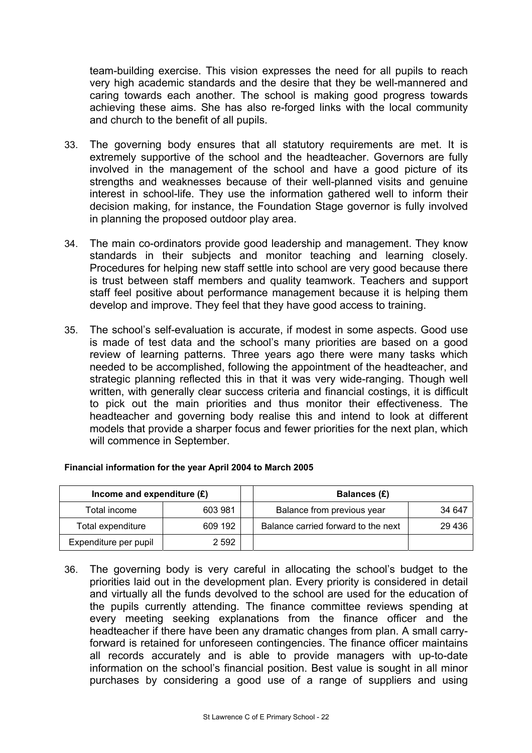team-building exercise. This vision expresses the need for all pupils to reach very high academic standards and the desire that they be well-mannered and caring towards each another. The school is making good progress towards achieving these aims. She has also re-forged links with the local community and church to the benefit of all pupils.

33. The governing body ensures that all statutory requirements are met. It is extremely supportive of the school and the headteacher. Governors are fully involved in the management of the school and have a good picture of its strengths and weaknesses because of their well-planned visits and genuine interest in school-life. They use the information gathered well to inform their decision making, for instance, the Foundation Stage governor is fully involved in planning the proposed outdoor play area.

34. The main co-ordinators provide good leadership and management. They know standards in their subjects and monitor teaching and learning closely. Procedures for helping new staff settle into school are very good because there is trust between staff members and quality teamwork. Teachers and support staff feel positive about performance management because it is helping them develop and improve. They feel that they have good access to training.

35. The school's self-evaluation is accurate, if modest in some aspects. Good use is made of test data and the school's many priorities are based on a good review of learning patterns. Three years ago there were many tasks which needed to be accomplished, following the appointment of the headteacher, and strategic planning reflected this in that it was very wide-ranging. Though well written, with generally clear success criteria and financial costings, it is difficult to pick out the main priorities and thus monitor their effectiveness. The headteacher and governing body realise this and intend to look at different models that provide a sharper focus and fewer priorities for the next plan, which will commence in September.

**Financial information for the year April 2004 to March 2005**

| Income and expenditure (£) | | | Balances (£) | |
|---|---|---|---|---|
| Total income | 603 981 | | Balance from previous year | 34 647 |
| Total expenditure | 609 192 | | Balance carried forward to the next | 29 436 |
| Expenditure per pupil | 2 592 | | | |

36. The governing body is very careful in allocating the school's budget to the priorities laid out in the development plan. Every priority is considered in detail and virtually all the funds devolved to the school are used for the education of the pupils currently attending. The finance committee reviews spending at every meeting seeking explanations from the finance officer and the headteacher if there have been any dramatic changes from plan. A small carry-forward is retained for unforeseen contingencies. The finance officer maintains all records accurately and is able to provide managers with up-to-date information on the school's financial position. Best value is sought in all minor purchases by considering a good use of a range of suppliers and using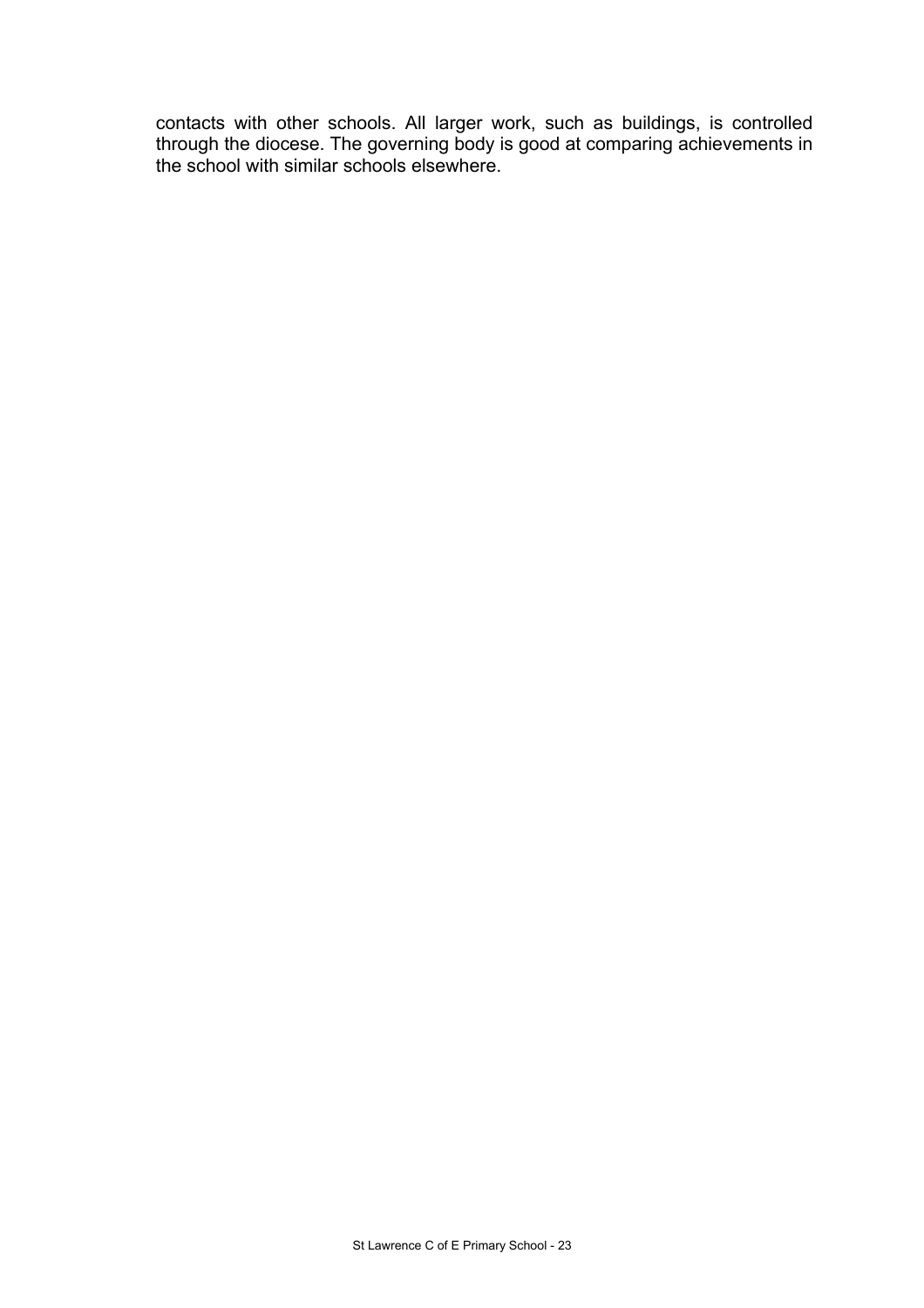contacts with other schools. All larger work, such as buildings, is controlled through the diocese. The governing body is good at comparing achievements in the school with similar schools elsewhere.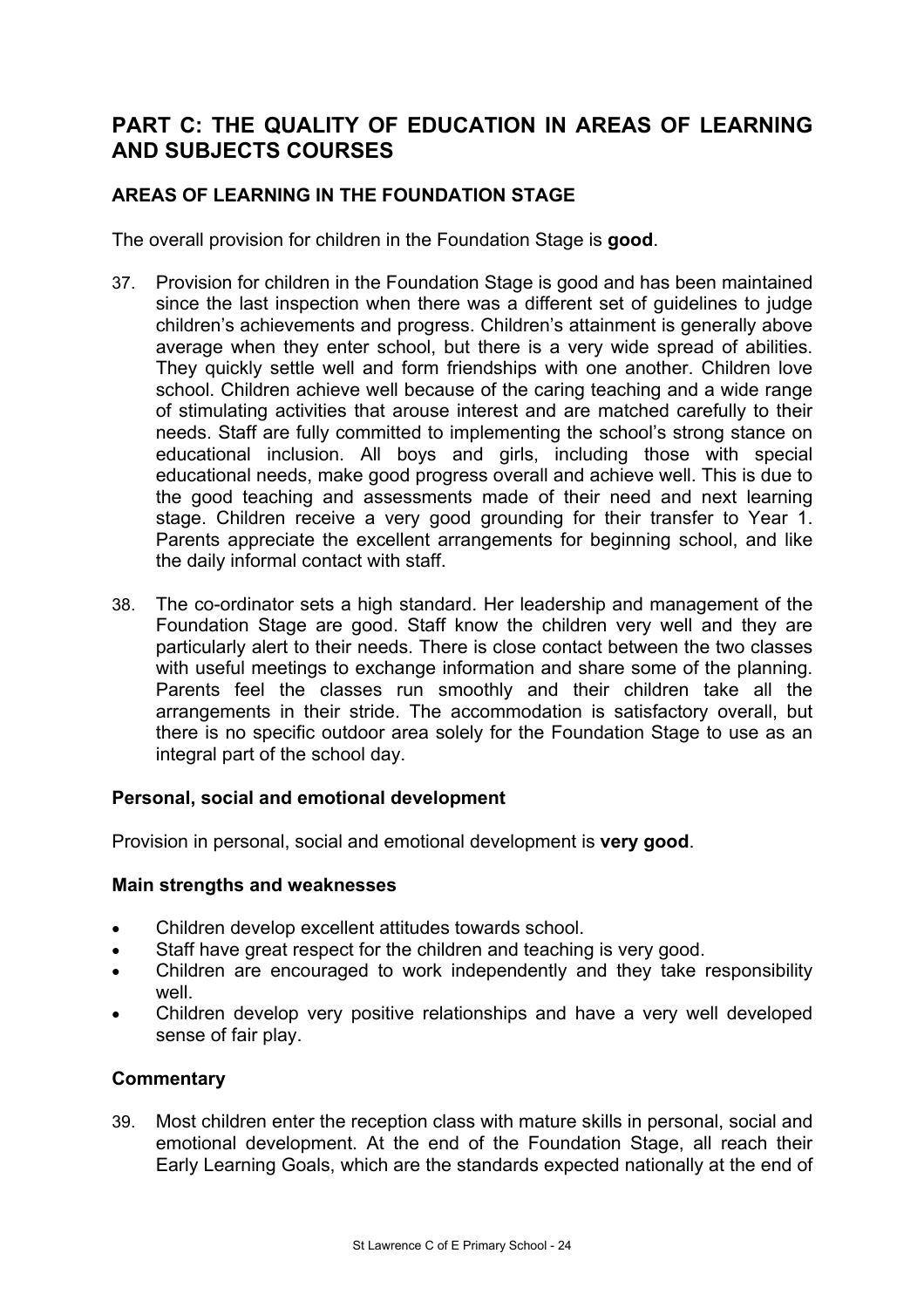## PART C: THE QUALITY OF EDUCATION IN AREAS OF LEARNING AND SUBJECTS COURSES

### AREAS OF LEARNING IN THE FOUNDATION STAGE

The overall provision for children in the Foundation Stage is **good**.

37. Provision for children in the Foundation Stage is good and has been maintained since the last inspection when there was a different set of guidelines to judge children's achievements and progress. Children's attainment is generally above average when they enter school, but there is a very wide spread of abilities. They quickly settle well and form friendships with one another. Children love school. Children achieve well because of the caring teaching and a wide range of stimulating activities that arouse interest and are matched carefully to their needs. Staff are fully committed to implementing the school's strong stance on educational inclusion. All boys and girls, including those with special educational needs, make good progress overall and achieve well. This is due to the good teaching and assessments made of their need and next learning stage. Children receive a very good grounding for their transfer to Year 1. Parents appreciate the excellent arrangements for beginning school, and like the daily informal contact with staff.

38. The co-ordinator sets a high standard. Her leadership and management of the Foundation Stage are good. Staff know the children very well and they are particularly alert to their needs. There is close contact between the two classes with useful meetings to exchange information and share some of the planning. Parents feel the classes run smoothly and their children take all the arrangements in their stride. The accommodation is satisfactory overall, but there is no specific outdoor area solely for the Foundation Stage to use as an integral part of the school day.

#### Personal, social and emotional development

Provision in personal, social and emotional development is **very good**.

#### Main strengths and weaknesses

- Children develop excellent attitudes towards school.
- Staff have great respect for the children and teaching is very good.
- Children are encouraged to work independently and they take responsibility well.
- Children develop very positive relationships and have a very well developed sense of fair play.

#### Commentary

39. Most children enter the reception class with mature skills in personal, social and emotional development. At the end of the Foundation Stage, all reach their Early Learning Goals, which are the standards expected nationally at the end of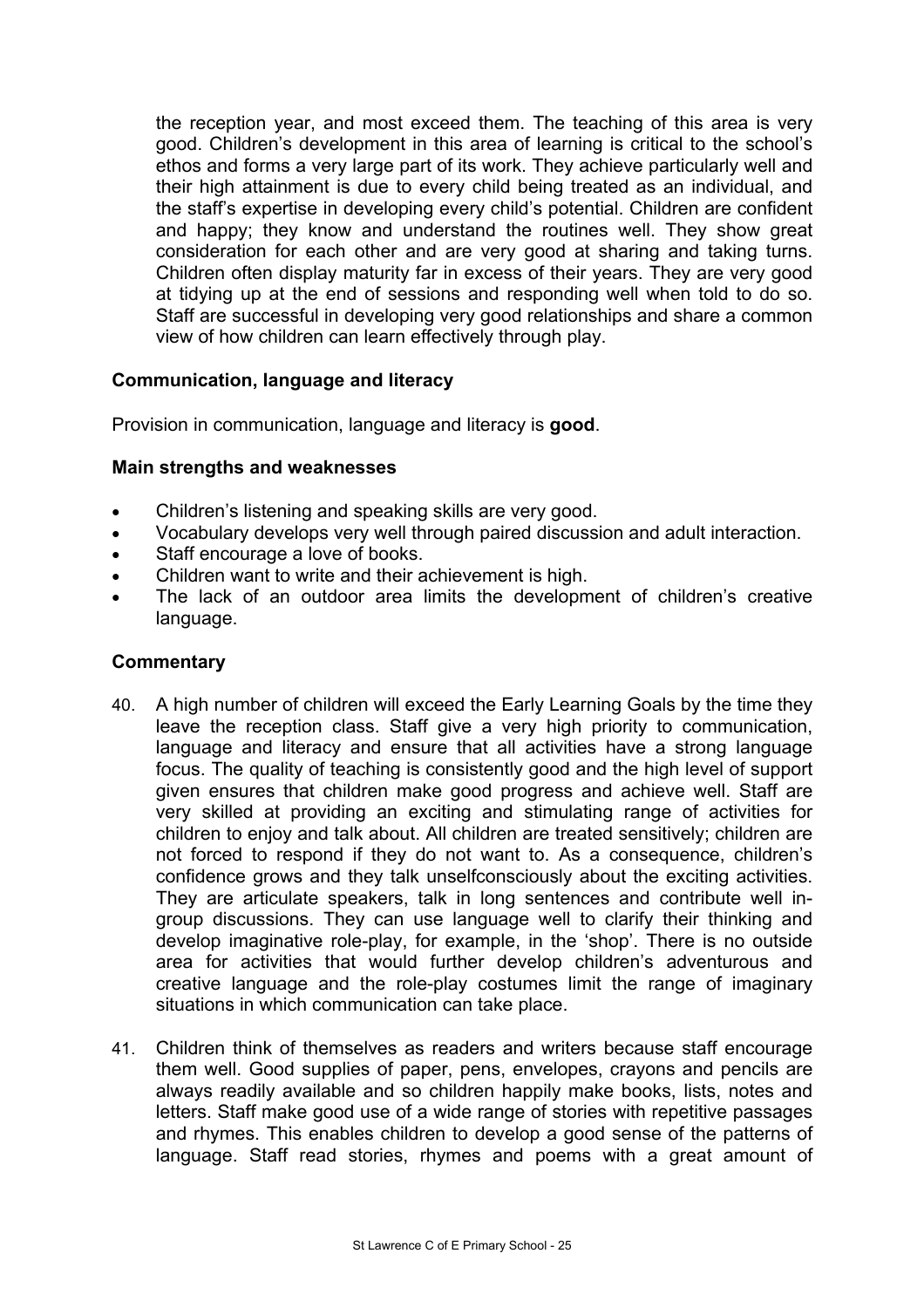the reception year, and most exceed them. The teaching of this area is very good. Children's development in this area of learning is critical to the school's ethos and forms a very large part of its work. They achieve particularly well and their high attainment is due to every child being treated as an individual, and the staff's expertise in developing every child's potential. Children are confident and happy; they know and understand the routines well. They show great consideration for each other and are very good at sharing and taking turns. Children often display maturity far in excess of their years. They are very good at tidying up at the end of sessions and responding well when told to do so. Staff are successful in developing very good relationships and share a common view of how children can learn effectively through play.

### Communication, language and literacy

Provision in communication, language and literacy is **good**.

#### Main strengths and weaknesses

- Children's listening and speaking skills are very good.
- Vocabulary develops very well through paired discussion and adult interaction.
- Staff encourage a love of books.
- Children want to write and their achievement is high.
- The lack of an outdoor area limits the development of children's creative language.

#### Commentary

40. A high number of children will exceed the Early Learning Goals by the time they leave the reception class. Staff give a very high priority to communication, language and literacy and ensure that all activities have a strong language focus. The quality of teaching is consistently good and the high level of support given ensures that children make good progress and achieve well. Staff are very skilled at providing an exciting and stimulating range of activities for children to enjoy and talk about. All children are treated sensitively; children are not forced to respond if they do not want to. As a consequence, children's confidence grows and they talk unselfconsciously about the exciting activities. They are articulate speakers, talk in long sentences and contribute well in-group discussions. They can use language well to clarify their thinking and develop imaginative role-play, for example, in the 'shop'. There is no outside area for activities that would further develop children's adventurous and creative language and the role-play costumes limit the range of imaginary situations in which communication can take place.

41. Children think of themselves as readers and writers because staff encourage them well. Good supplies of paper, pens, envelopes, crayons and pencils are always readily available and so children happily make books, lists, notes and letters. Staff make good use of a wide range of stories with repetitive passages and rhymes. This enables children to develop a good sense of the patterns of language. Staff read stories, rhymes and poems with a great amount of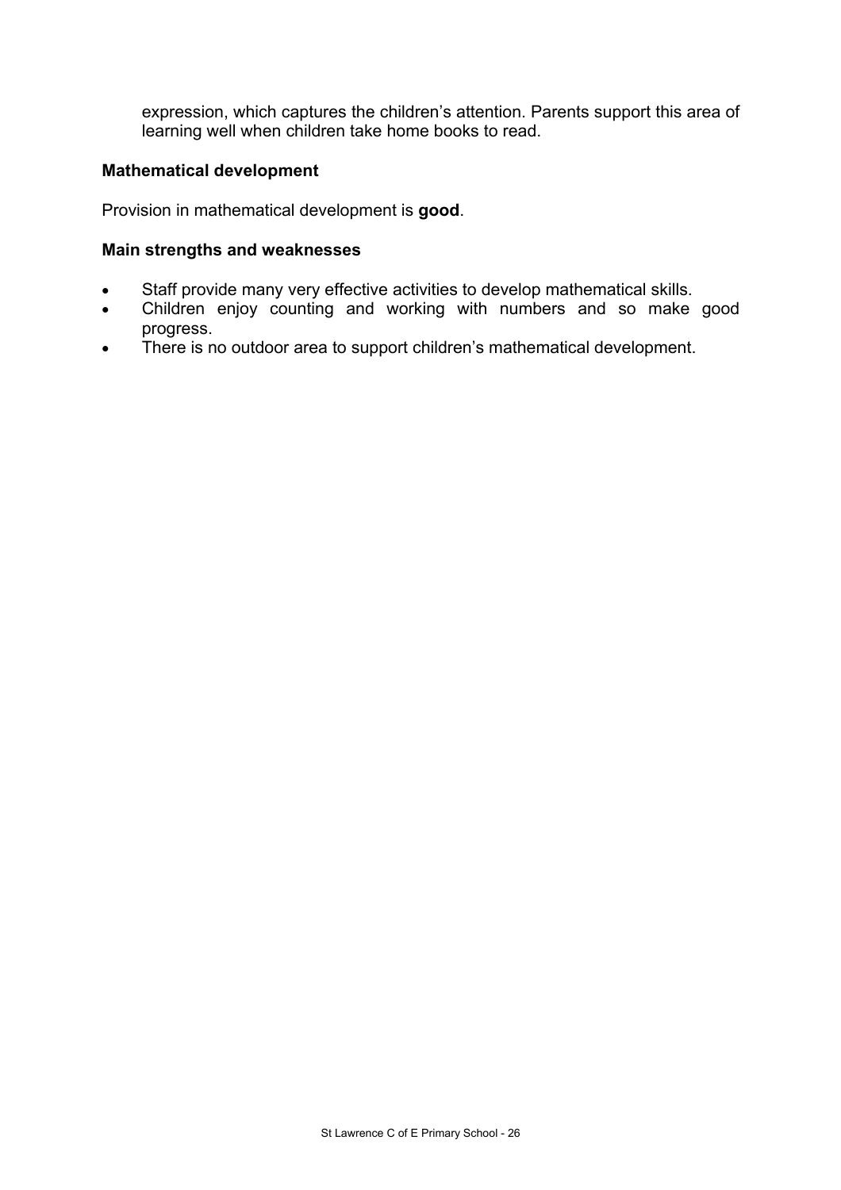expression, which captures the children's attention. Parents support this area of learning well when children take home books to read.

### Mathematical development

Provision in mathematical development is **good**.

### Main strengths and weaknesses

- Staff provide many very effective activities to develop mathematical skills.
- Children enjoy counting and working with numbers and so make good progress.
- There is no outdoor area to support children's mathematical development.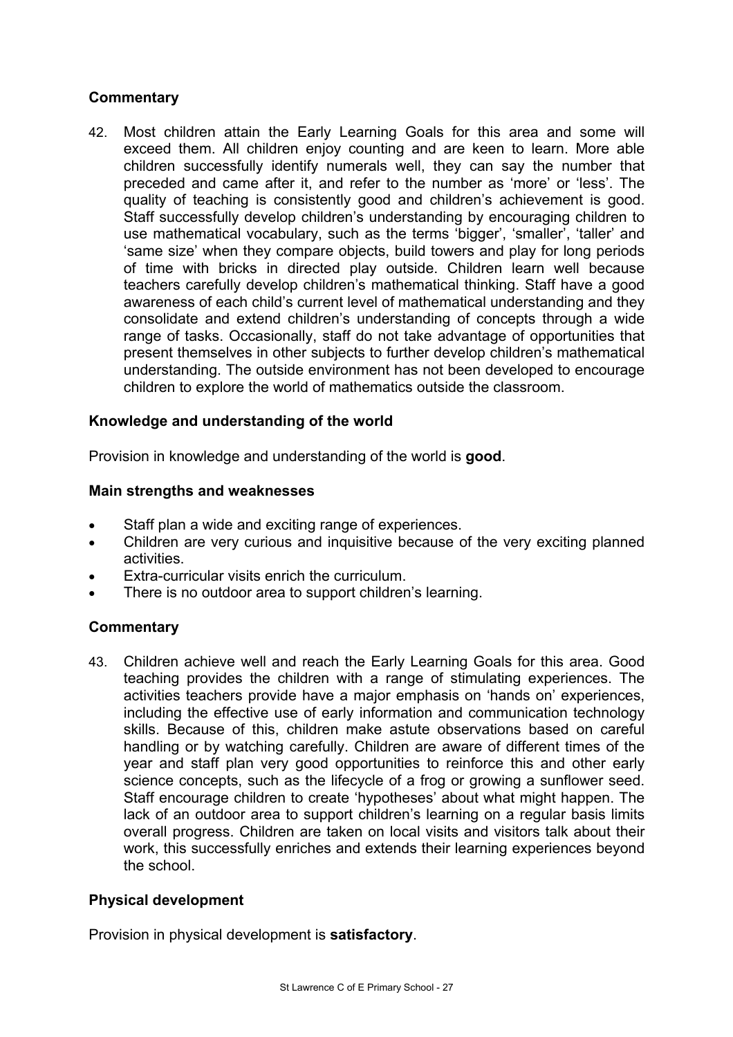**Commentary**

42. Most children attain the Early Learning Goals for this area and some will exceed them. All children enjoy counting and are keen to learn. More able children successfully identify numerals well, they can say the number that preceded and came after it, and refer to the number as 'more' or 'less'. The quality of teaching is consistently good and children's achievement is good. Staff successfully develop children's understanding by encouraging children to use mathematical vocabulary, such as the terms 'bigger', 'smaller', 'taller' and 'same size' when they compare objects, build towers and play for long periods of time with bricks in directed play outside. Children learn well because teachers carefully develop children's mathematical thinking. Staff have a good awareness of each child's current level of mathematical understanding and they consolidate and extend children's understanding of concepts through a wide range of tasks. Occasionally, staff do not take advantage of opportunities that present themselves in other subjects to further develop children's mathematical understanding. The outside environment has not been developed to encourage children to explore the world of mathematics outside the classroom.

**Knowledge and understanding of the world**

Provision in knowledge and understanding of the world is **good**.

**Main strengths and weaknesses**

- Staff plan a wide and exciting range of experiences.
- Children are very curious and inquisitive because of the very exciting planned activities.
- Extra-curricular visits enrich the curriculum.
- There is no outdoor area to support children's learning.

**Commentary**

43. Children achieve well and reach the Early Learning Goals for this area. Good teaching provides the children with a range of stimulating experiences. The activities teachers provide have a major emphasis on 'hands on' experiences, including the effective use of early information and communication technology skills. Because of this, children make astute observations based on careful handling or by watching carefully. Children are aware of different times of the year and staff plan very good opportunities to reinforce this and other early science concepts, such as the lifecycle of a frog or growing a sunflower seed. Staff encourage children to create 'hypotheses' about what might happen. The lack of an outdoor area to support children's learning on a regular basis limits overall progress. Children are taken on local visits and visitors talk about their work, this successfully enriches and extends their learning experiences beyond the school.

**Physical development**

Provision in physical development is **satisfactory**.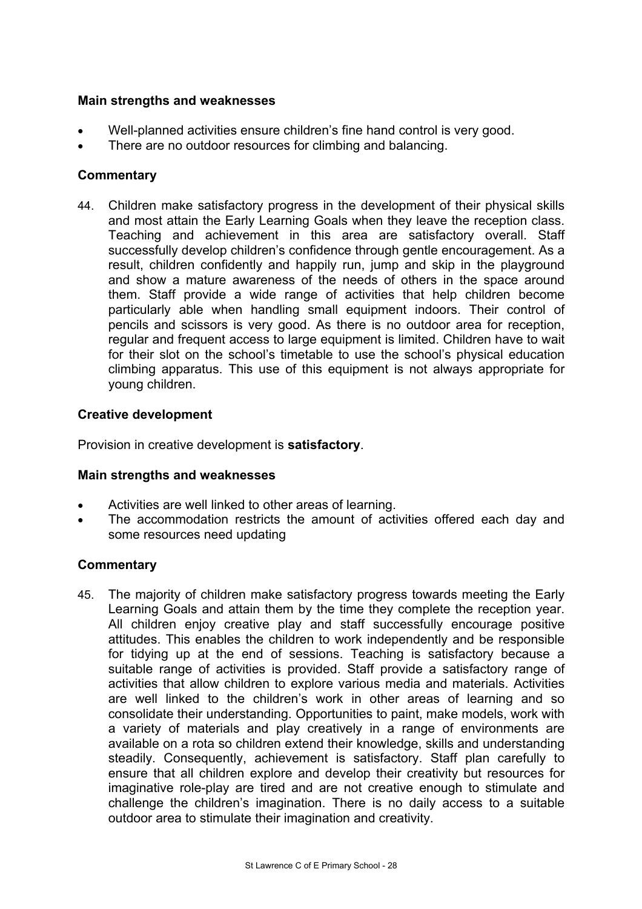### Main strengths and weaknesses

- Well-planned activities ensure children's fine hand control is very good.
- There are no outdoor resources for climbing and balancing.

### Commentary

44. Children make satisfactory progress in the development of their physical skills and most attain the Early Learning Goals when they leave the reception class. Teaching and achievement in this area are satisfactory overall. Staff successfully develop children's confidence through gentle encouragement. As a result, children confidently and happily run, jump and skip in the playground and show a mature awareness of the needs of others in the space around them. Staff provide a wide range of activities that help children become particularly able when handling small equipment indoors. Their control of pencils and scissors is very good. As there is no outdoor area for reception, regular and frequent access to large equipment is limited. Children have to wait for their slot on the school's timetable to use the school's physical education climbing apparatus. This use of this equipment is not always appropriate for young children.

### Creative development

Provision in creative development is **satisfactory**.

### Main strengths and weaknesses

- Activities are well linked to other areas of learning.
- The accommodation restricts the amount of activities offered each day and some resources need updating

### Commentary

45. The majority of children make satisfactory progress towards meeting the Early Learning Goals and attain them by the time they complete the reception year. All children enjoy creative play and staff successfully encourage positive attitudes. This enables the children to work independently and be responsible for tidying up at the end of sessions. Teaching is satisfactory because a suitable range of activities is provided. Staff provide a satisfactory range of activities that allow children to explore various media and materials. Activities are well linked to the children's work in other areas of learning and so consolidate their understanding. Opportunities to paint, make models, work with a variety of materials and play creatively in a range of environments are available on a rota so children extend their knowledge, skills and understanding steadily. Consequently, achievement is satisfactory. Staff plan carefully to ensure that all children explore and develop their creativity but resources for imaginative role-play are tired and are not creative enough to stimulate and challenge the children's imagination. There is no daily access to a suitable outdoor area to stimulate their imagination and creativity.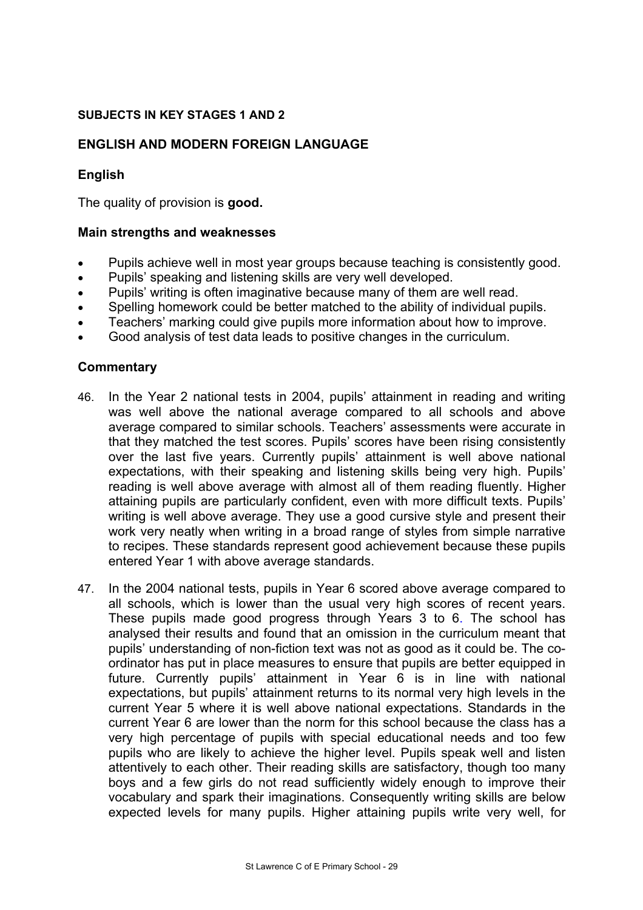**SUBJECTS IN KEY STAGES 1 AND 2**

## ENGLISH AND MODERN FOREIGN LANGUAGE

### English

The quality of provision is **good.**

### Main strengths and weaknesses

- Pupils achieve well in most year groups because teaching is consistently good.
- Pupils' speaking and listening skills are very well developed.
- Pupils' writing is often imaginative because many of them are well read.
- Spelling homework could be better matched to the ability of individual pupils.
- Teachers' marking could give pupils more information about how to improve.
- Good analysis of test data leads to positive changes in the curriculum.

### Commentary

46. In the Year 2 national tests in 2004, pupils' attainment in reading and writing was well above the national average compared to all schools and above average compared to similar schools. Teachers' assessments were accurate in that they matched the test scores. Pupils' scores have been rising consistently over the last five years. Currently pupils' attainment is well above national expectations, with their speaking and listening skills being very high. Pupils' reading is well above average with almost all of them reading fluently. Higher attaining pupils are particularly confident, even with more difficult texts. Pupils' writing is well above average. They use a good cursive style and present their work very neatly when writing in a broad range of styles from simple narrative to recipes. These standards represent good achievement because these pupils entered Year 1 with above average standards.

47. In the 2004 national tests, pupils in Year 6 scored above average compared to all schools, which is lower than the usual very high scores of recent years. These pupils made good progress through Years 3 to 6. The school has analysed their results and found that an omission in the curriculum meant that pupils' understanding of non-fiction text was not as good as it could be. The co-ordinator has put in place measures to ensure that pupils are better equipped in future. Currently pupils' attainment in Year 6 is in line with national expectations, but pupils' attainment returns to its normal very high levels in the current Year 5 where it is well above national expectations. Standards in the current Year 6 are lower than the norm for this school because the class has a very high percentage of pupils with special educational needs and too few pupils who are likely to achieve the higher level. Pupils speak well and listen attentively to each other. Their reading skills are satisfactory, though too many boys and a few girls do not read sufficiently widely enough to improve their vocabulary and spark their imaginations. Consequently writing skills are below expected levels for many pupils. Higher attaining pupils write very well, for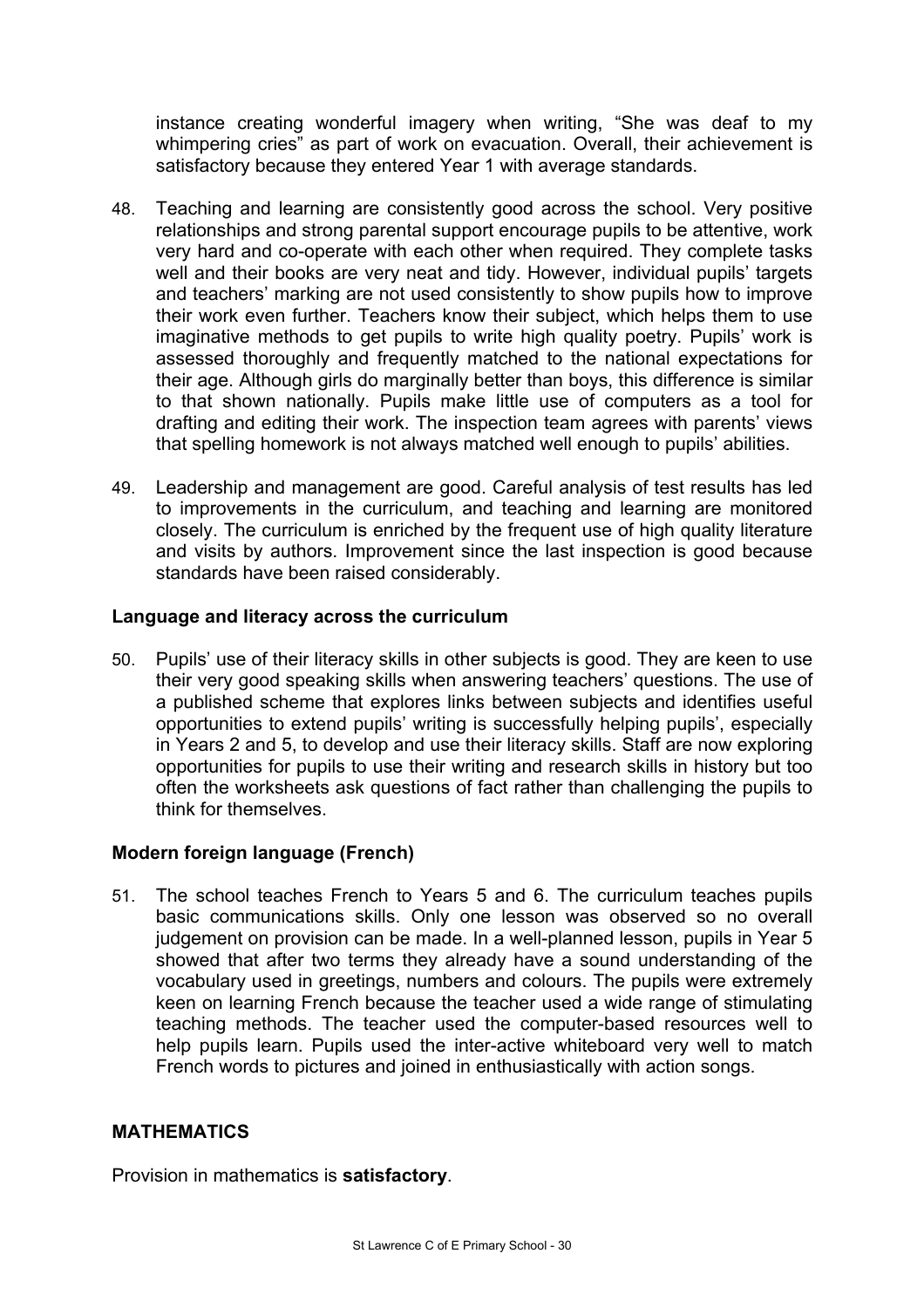instance creating wonderful imagery when writing, “She was deaf to my whimpering cries” as part of work on evacuation. Overall, their achievement is satisfactory because they entered Year 1 with average standards.

48. Teaching and learning are consistently good across the school. Very positive relationships and strong parental support encourage pupils to be attentive, work very hard and co-operate with each other when required. They complete tasks well and their books are very neat and tidy. However, individual pupils’ targets and teachers’ marking are not used consistently to show pupils how to improve their work even further. Teachers know their subject, which helps them to use imaginative methods to get pupils to write high quality poetry. Pupils’ work is assessed thoroughly and frequently matched to the national expectations for their age. Although girls do marginally better than boys, this difference is similar to that shown nationally. Pupils make little use of computers as a tool for drafting and editing their work. The inspection team agrees with parents’ views that spelling homework is not always matched well enough to pupils’ abilities.

49. Leadership and management are good. Careful analysis of test results has led to improvements in the curriculum, and teaching and learning are monitored closely. The curriculum is enriched by the frequent use of high quality literature and visits by authors. Improvement since the last inspection is good because standards have been raised considerably.

### Language and literacy across the curriculum

50. Pupils’ use of their literacy skills in other subjects is good. They are keen to use their very good speaking skills when answering teachers’ questions. The use of a published scheme that explores links between subjects and identifies useful opportunities to extend pupils’ writing is successfully helping pupils’, especially in Years 2 and 5, to develop and use their literacy skills. Staff are now exploring opportunities for pupils to use their writing and research skills in history but too often the worksheets ask questions of fact rather than challenging the pupils to think for themselves.

### Modern foreign language (French)

51. The school teaches French to Years 5 and 6. The curriculum teaches pupils basic communications skills. Only one lesson was observed so no overall judgement on provision can be made. In a well-planned lesson, pupils in Year 5 showed that after two terms they already have a sound understanding of the vocabulary used in greetings, numbers and colours. The pupils were extremely keen on learning French because the teacher used a wide range of stimulating teaching methods. The teacher used the computer-based resources well to help pupils learn. Pupils used the inter-active whiteboard very well to match French words to pictures and joined in enthusiastically with action songs.

## MATHEMATICS

Provision in mathematics is **satisfactory**.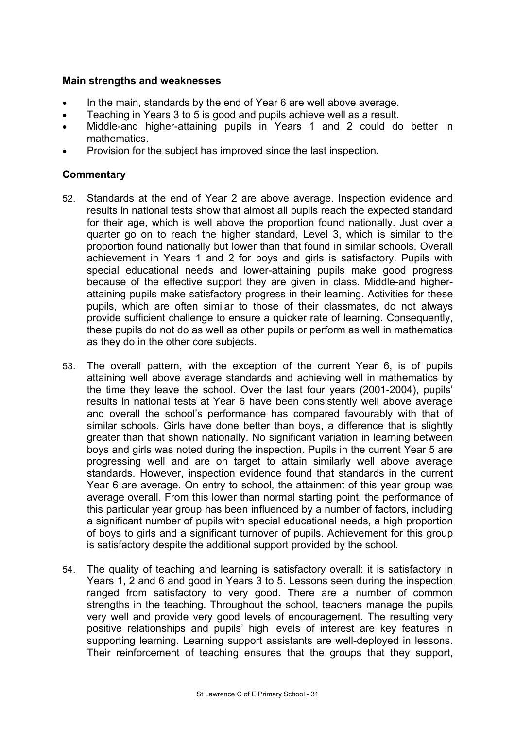### Main strengths and weaknesses

- In the main, standards by the end of Year 6 are well above average.
- Teaching in Years 3 to 5 is good and pupils achieve well as a result.
- Middle-and higher-attaining pupils in Years 1 and 2 could do better in mathematics.
- Provision for the subject has improved since the last inspection.

### Commentary

52. Standards at the end of Year 2 are above average. Inspection evidence and results in national tests show that almost all pupils reach the expected standard for their age, which is well above the proportion found nationally. Just over a quarter go on to reach the higher standard, Level 3, which is similar to the proportion found nationally but lower than that found in similar schools. Overall achievement in Years 1 and 2 for boys and girls is satisfactory. Pupils with special educational needs and lower-attaining pupils make good progress because of the effective support they are given in class. Middle-and higher-attaining pupils make satisfactory progress in their learning. Activities for these pupils, which are often similar to those of their classmates, do not always provide sufficient challenge to ensure a quicker rate of learning. Consequently, these pupils do not do as well as other pupils or perform as well in mathematics as they do in the other core subjects.

53. The overall pattern, with the exception of the current Year 6, is of pupils attaining well above average standards and achieving well in mathematics by the time they leave the school. Over the last four years (2001-2004), pupils' results in national tests at Year 6 have been consistently well above average and overall the school's performance has compared favourably with that of similar schools. Girls have done better than boys, a difference that is slightly greater than that shown nationally. No significant variation in learning between boys and girls was noted during the inspection. Pupils in the current Year 5 are progressing well and are on target to attain similarly well above average standards. However, inspection evidence found that standards in the current Year 6 are average. On entry to school, the attainment of this year group was average overall. From this lower than normal starting point, the performance of this particular year group has been influenced by a number of factors, including a significant number of pupils with special educational needs, a high proportion of boys to girls and a significant turnover of pupils. Achievement for this group is satisfactory despite the additional support provided by the school.

54. The quality of teaching and learning is satisfactory overall: it is satisfactory in Years 1, 2 and 6 and good in Years 3 to 5. Lessons seen during the inspection ranged from satisfactory to very good. There are a number of common strengths in the teaching. Throughout the school, teachers manage the pupils very well and provide very good levels of encouragement. The resulting very positive relationships and pupils' high levels of interest are key features in supporting learning. Learning support assistants are well-deployed in lessons. Their reinforcement of teaching ensures that the groups that they support,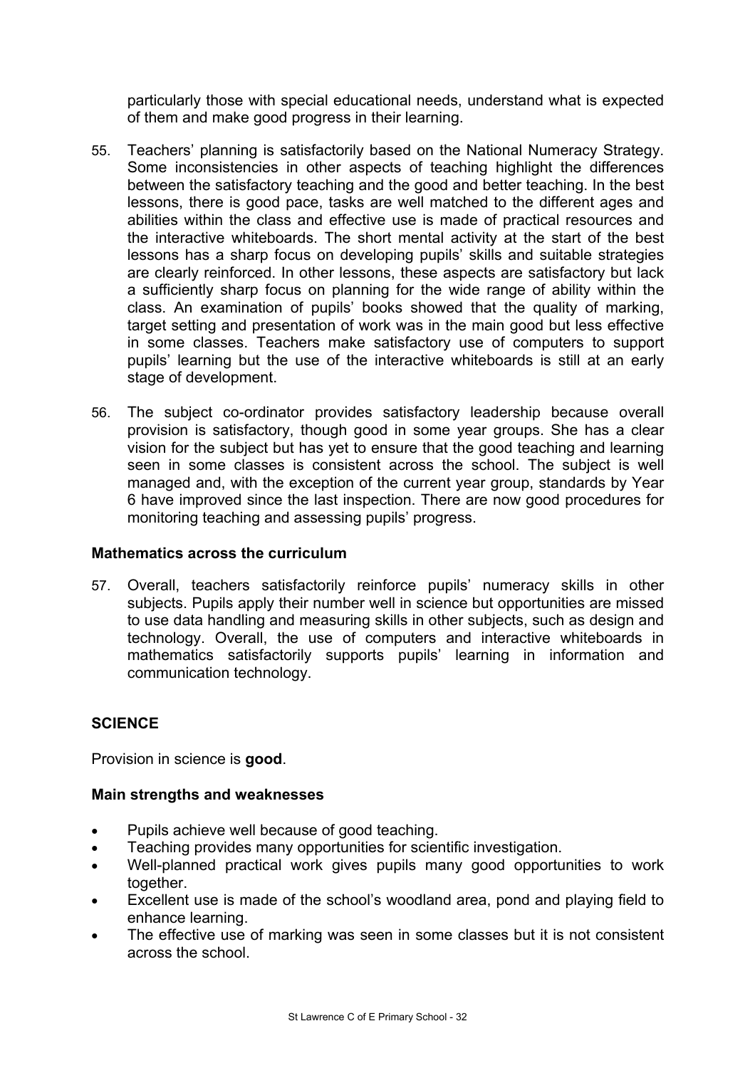particularly those with special educational needs, understand what is expected of them and make good progress in their learning.

55. Teachers' planning is satisfactorily based on the National Numeracy Strategy. Some inconsistencies in other aspects of teaching highlight the differences between the satisfactory teaching and the good and better teaching. In the best lessons, there is good pace, tasks are well matched to the different ages and abilities within the class and effective use is made of practical resources and the interactive whiteboards. The short mental activity at the start of the best lessons has a sharp focus on developing pupils' skills and suitable strategies are clearly reinforced. In other lessons, these aspects are satisfactory but lack a sufficiently sharp focus on planning for the wide range of ability within the class. An examination of pupils' books showed that the quality of marking, target setting and presentation of work was in the main good but less effective in some classes. Teachers make satisfactory use of computers to support pupils' learning but the use of the interactive whiteboards is still at an early stage of development.

56. The subject co-ordinator provides satisfactory leadership because overall provision is satisfactory, though good in some year groups. She has a clear vision for the subject but has yet to ensure that the good teaching and learning seen in some classes is consistent across the school. The subject is well managed and, with the exception of the current year group, standards by Year 6 have improved since the last inspection. There are now good procedures for monitoring teaching and assessing pupils' progress.

### Mathematics across the curriculum

57. Overall, teachers satisfactorily reinforce pupils' numeracy skills in other subjects. Pupils apply their number well in science but opportunities are missed to use data handling and measuring skills in other subjects, such as design and technology. Overall, the use of computers and interactive whiteboards in mathematics satisfactorily supports pupils' learning in information and communication technology.

## SCIENCE

Provision in science is **good**.

### Main strengths and weaknesses

- Pupils achieve well because of good teaching.
- Teaching provides many opportunities for scientific investigation.
- Well-planned practical work gives pupils many good opportunities to work together.
- Excellent use is made of the school's woodland area, pond and playing field to enhance learning.
- The effective use of marking was seen in some classes but it is not consistent across the school.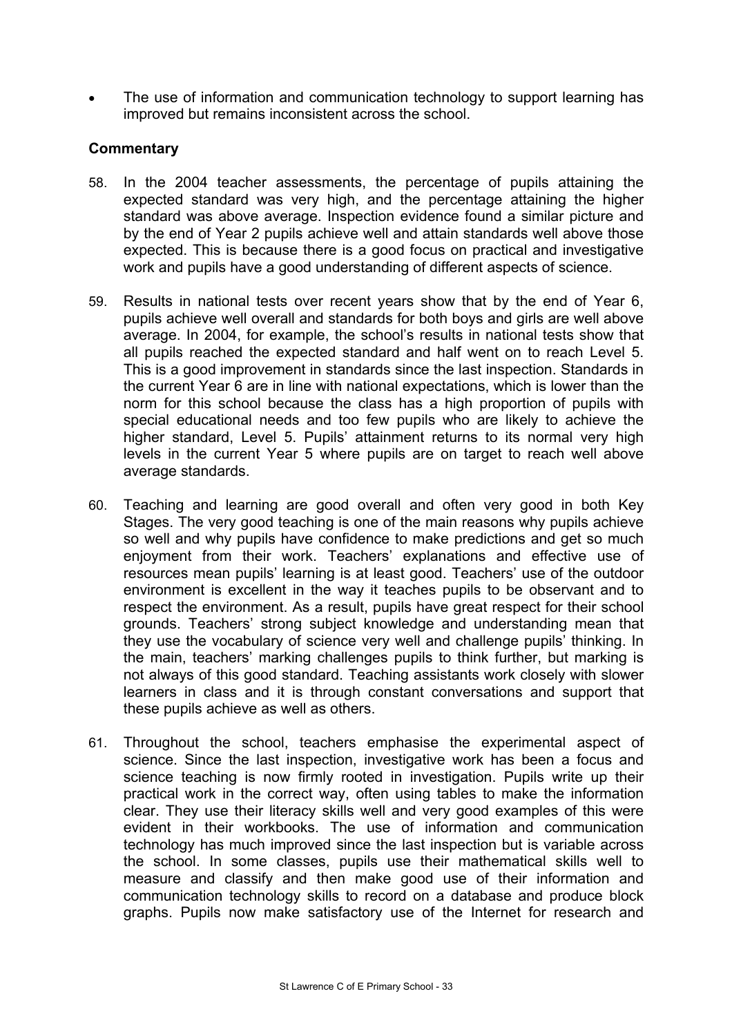- The use of information and communication technology to support learning has improved but remains inconsistent across the school.

**Commentary**

58. In the 2004 teacher assessments, the percentage of pupils attaining the expected standard was very high, and the percentage attaining the higher standard was above average. Inspection evidence found a similar picture and by the end of Year 2 pupils achieve well and attain standards well above those expected. This is because there is a good focus on practical and investigative work and pupils have a good understanding of different aspects of science.

59. Results in national tests over recent years show that by the end of Year 6, pupils achieve well overall and standards for both boys and girls are well above average. In 2004, for example, the school's results in national tests show that all pupils reached the expected standard and half went on to reach Level 5. This is a good improvement in standards since the last inspection. Standards in the current Year 6 are in line with national expectations, which is lower than the norm for this school because the class has a high proportion of pupils with special educational needs and too few pupils who are likely to achieve the higher standard, Level 5. Pupils' attainment returns to its normal very high levels in the current Year 5 where pupils are on target to reach well above average standards.

60. Teaching and learning are good overall and often very good in both Key Stages. The very good teaching is one of the main reasons why pupils achieve so well and why pupils have confidence to make predictions and get so much enjoyment from their work. Teachers' explanations and effective use of resources mean pupils' learning is at least good. Teachers' use of the outdoor environment is excellent in the way it teaches pupils to be observant and to respect the environment. As a result, pupils have great respect for their school grounds. Teachers' strong subject knowledge and understanding mean that they use the vocabulary of science very well and challenge pupils' thinking. In the main, teachers' marking challenges pupils to think further, but marking is not always of this good standard. Teaching assistants work closely with slower learners in class and it is through constant conversations and support that these pupils achieve as well as others.

61. Throughout the school, teachers emphasise the experimental aspect of science. Since the last inspection, investigative work has been a focus and science teaching is now firmly rooted in investigation. Pupils write up their practical work in the correct way, often using tables to make the information clear. They use their literacy skills well and very good examples of this were evident in their workbooks. The use of information and communication technology has much improved since the last inspection but is variable across the school. In some classes, pupils use their mathematical skills well to measure and classify and then make good use of their information and communication technology skills to record on a database and produce block graphs. Pupils now make satisfactory use of the Internet for research and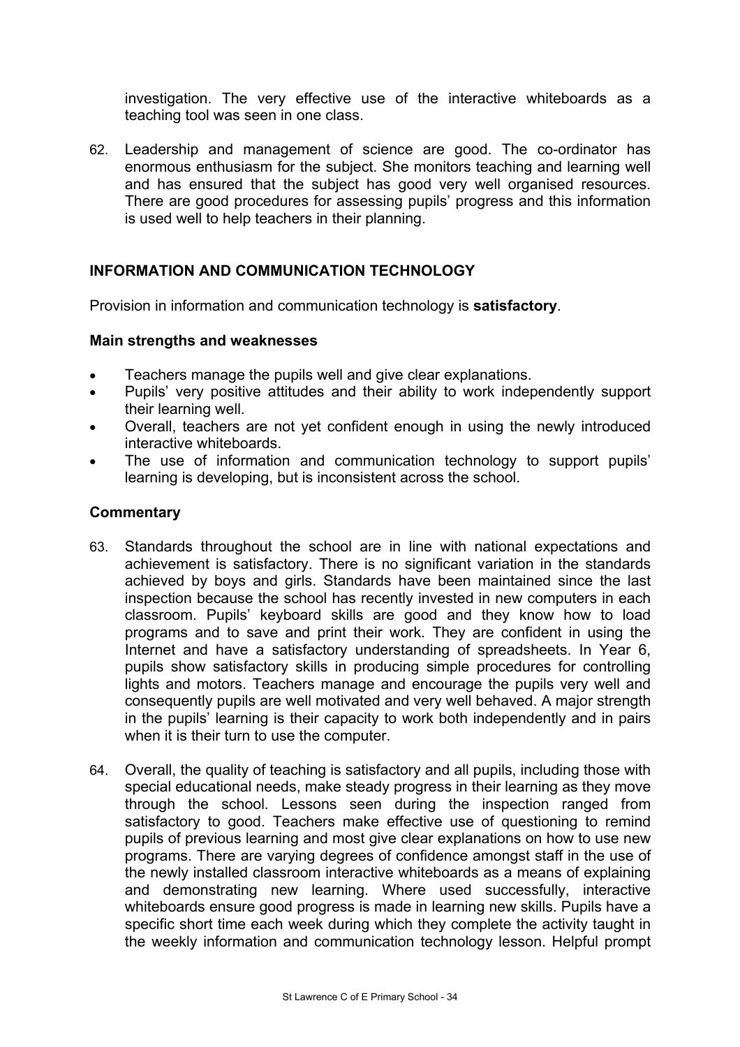investigation. The very effective use of the interactive whiteboards as a teaching tool was seen in one class.

62. Leadership and management of science are good. The co-ordinator has enormous enthusiasm for the subject. She monitors teaching and learning well and has ensured that the subject has good very well organised resources. There are good procedures for assessing pupils' progress and this information is used well to help teachers in their planning.

## INFORMATION AND COMMUNICATION TECHNOLOGY

Provision in information and communication technology is **satisfactory**.

### Main strengths and weaknesses

- Teachers manage the pupils well and give clear explanations.
- Pupils' very positive attitudes and their ability to work independently support their learning well.
- Overall, teachers are not yet confident enough in using the newly introduced interactive whiteboards.
- The use of information and communication technology to support pupils' learning is developing, but is inconsistent across the school.

### Commentary

63. Standards throughout the school are in line with national expectations and achievement is satisfactory. There is no significant variation in the standards achieved by boys and girls. Standards have been maintained since the last inspection because the school has recently invested in new computers in each classroom. Pupils' keyboard skills are good and they know how to load programs and to save and print their work. They are confident in using the Internet and have a satisfactory understanding of spreadsheets. In Year 6, pupils show satisfactory skills in producing simple procedures for controlling lights and motors. Teachers manage and encourage the pupils very well and consequently pupils are well motivated and very well behaved. A major strength in the pupils' learning is their capacity to work both independently and in pairs when it is their turn to use the computer.

64. Overall, the quality of teaching is satisfactory and all pupils, including those with special educational needs, make steady progress in their learning as they move through the school. Lessons seen during the inspection ranged from satisfactory to good. Teachers make effective use of questioning to remind pupils of previous learning and most give clear explanations on how to use new programs. There are varying degrees of confidence amongst staff in the use of the newly installed classroom interactive whiteboards as a means of explaining and demonstrating new learning. Where used successfully, interactive whiteboards ensure good progress is made in learning new skills. Pupils have a specific short time each week during which they complete the activity taught in the weekly information and communication technology lesson. Helpful prompt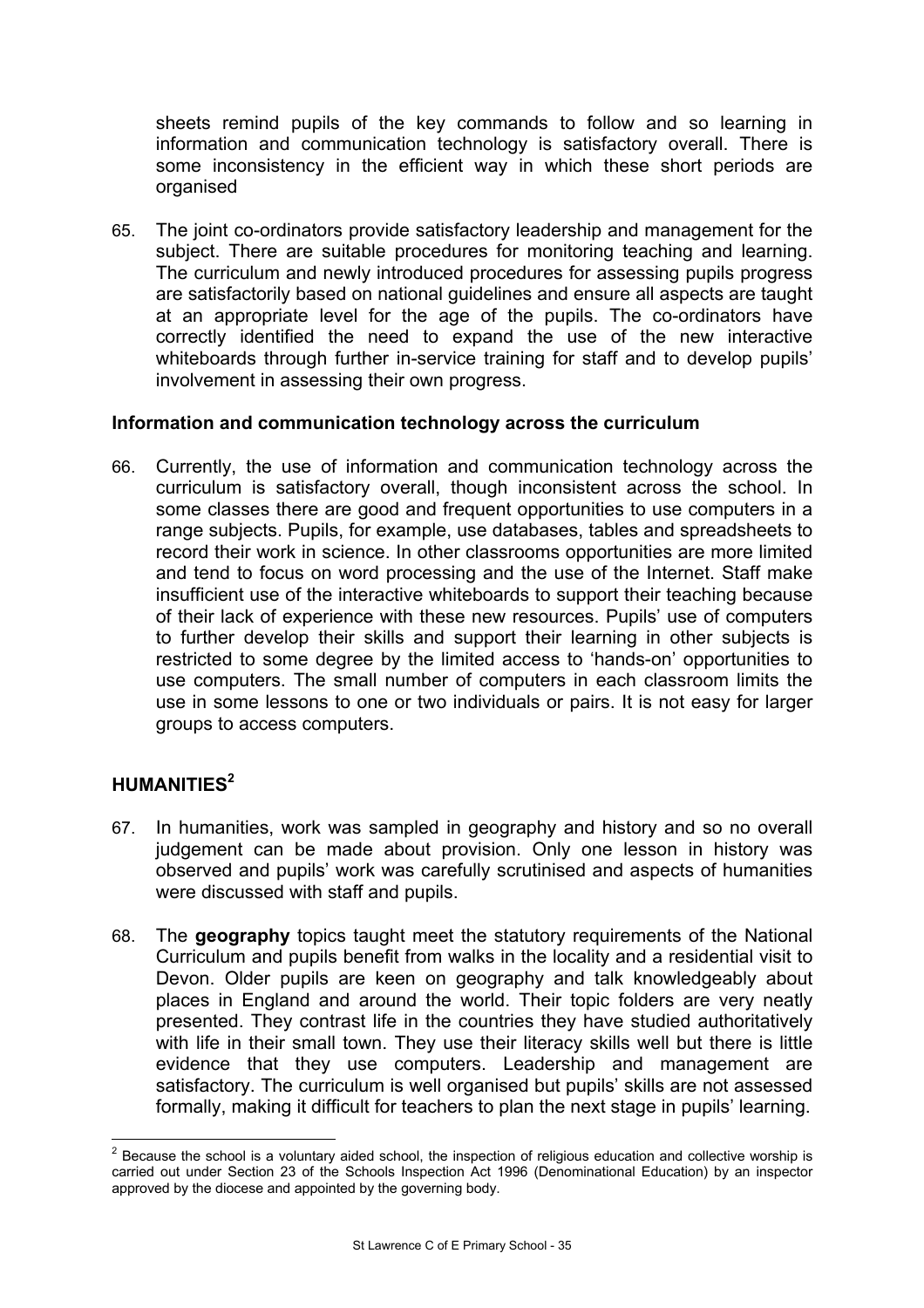sheets remind pupils of the key commands to follow and so learning in information and communication technology is satisfactory overall. There is some inconsistency in the efficient way in which these short periods are organised

65. The joint co-ordinators provide satisfactory leadership and management for the subject. There are suitable procedures for monitoring teaching and learning. The curriculum and newly introduced procedures for assessing pupils progress are satisfactorily based on national guidelines and ensure all aspects are taught at an appropriate level for the age of the pupils. The co-ordinators have correctly identified the need to expand the use of the new interactive whiteboards through further in-service training for staff and to develop pupils' involvement in assessing their own progress.

### Information and communication technology across the curriculum

66. Currently, the use of information and communication technology across the curriculum is satisfactory overall, though inconsistent across the school. In some classes there are good and frequent opportunities to use computers in a range subjects. Pupils, for example, use databases, tables and spreadsheets to record their work in science. In other classrooms opportunities are more limited and tend to focus on word processing and the use of the Internet. Staff make insufficient use of the interactive whiteboards to support their teaching because of their lack of experience with these new resources. Pupils' use of computers to further develop their skills and support their learning in other subjects is restricted to some degree by the limited access to 'hands-on' opportunities to use computers. The small number of computers in each classroom limits the use in some lessons to one or two individuals or pairs. It is not easy for larger groups to access computers.

## HUMANITIES[2]

67. In humanities, work was sampled in geography and history and so no overall judgement can be made about provision. Only one lesson in history was observed and pupils' work was carefully scrutinised and aspects of humanities were discussed with staff and pupils.

68. The **geography** topics taught meet the statutory requirements of the National Curriculum and pupils benefit from walks in the locality and a residential visit to Devon. Older pupils are keen on geography and talk knowledgeably about places in England and around the world. Their topic folders are very neatly presented. They contrast life in the countries they have studied authoritatively with life in their small town. They use their literacy skills well but there is little evidence that they use computers. Leadership and management are satisfactory. The curriculum is well organised but pupils' skills are not assessed formally, making it difficult for teachers to plan the next stage in pupils' learning.

[2] Because the school is a voluntary aided school, the inspection of religious education and collective worship is carried out under Section 23 of the Schools Inspection Act 1996 (Denominational Education) by an inspector approved by the diocese and appointed by the governing body.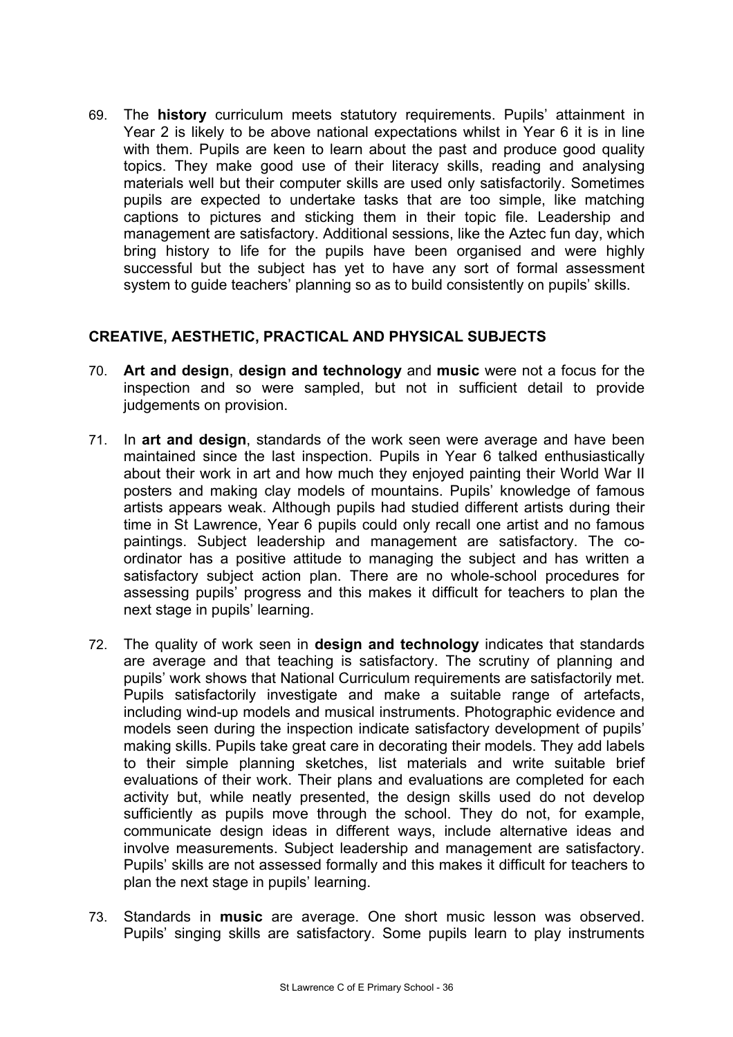69. The **history** curriculum meets statutory requirements. Pupils' attainment in Year 2 is likely to be above national expectations whilst in Year 6 it is in line with them. Pupils are keen to learn about the past and produce good quality topics. They make good use of their literacy skills, reading and analysing materials well but their computer skills are used only satisfactorily. Sometimes pupils are expected to undertake tasks that are too simple, like matching captions to pictures and sticking them in their topic file. Leadership and management are satisfactory. Additional sessions, like the Aztec fun day, which bring history to life for the pupils have been organised and were highly successful but the subject has yet to have any sort of formal assessment system to guide teachers' planning so as to build consistently on pupils' skills.

## CREATIVE, AESTHETIC, PRACTICAL AND PHYSICAL SUBJECTS

70. **Art and design**, **design and technology** and **music** were not a focus for the inspection and so were sampled, but not in sufficient detail to provide judgements on provision.

71. In **art and design**, standards of the work seen were average and have been maintained since the last inspection. Pupils in Year 6 talked enthusiastically about their work in art and how much they enjoyed painting their World War II posters and making clay models of mountains. Pupils' knowledge of famous artists appears weak. Although pupils had studied different artists during their time in St Lawrence, Year 6 pupils could only recall one artist and no famous paintings. Subject leadership and management are satisfactory. The co-ordinator has a positive attitude to managing the subject and has written a satisfactory subject action plan. There are no whole-school procedures for assessing pupils' progress and this makes it difficult for teachers to plan the next stage in pupils' learning.

72. The quality of work seen in **design and technology** indicates that standards are average and that teaching is satisfactory. The scrutiny of planning and pupils' work shows that National Curriculum requirements are satisfactorily met. Pupils satisfactorily investigate and make a suitable range of artefacts, including wind-up models and musical instruments. Photographic evidence and models seen during the inspection indicate satisfactory development of pupils' making skills. Pupils take great care in decorating their models. They add labels to their simple planning sketches, list materials and write suitable brief evaluations of their work. Their plans and evaluations are completed for each activity but, while neatly presented, the design skills used do not develop sufficiently as pupils move through the school. They do not, for example, communicate design ideas in different ways, include alternative ideas and involve measurements. Subject leadership and management are satisfactory. Pupils' skills are not assessed formally and this makes it difficult for teachers to plan the next stage in pupils' learning.

73. Standards in **music** are average. One short music lesson was observed. Pupils' singing skills are satisfactory. Some pupils learn to play instruments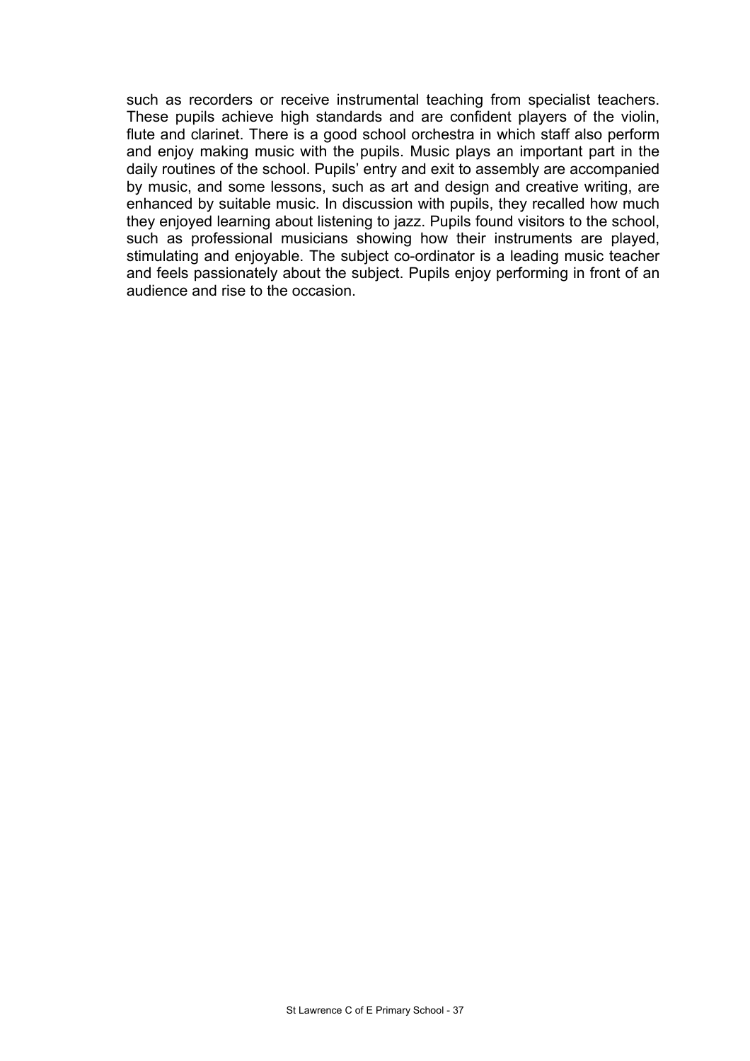such as recorders or receive instrumental teaching from specialist teachers. These pupils achieve high standards and are confident players of the violin, flute and clarinet. There is a good school orchestra in which staff also perform and enjoy making music with the pupils. Music plays an important part in the daily routines of the school. Pupils' entry and exit to assembly are accompanied by music, and some lessons, such as art and design and creative writing, are enhanced by suitable music. In discussion with pupils, they recalled how much they enjoyed learning about listening to jazz. Pupils found visitors to the school, such as professional musicians showing how their instruments are played, stimulating and enjoyable. The subject co-ordinator is a leading music teacher and feels passionately about the subject. Pupils enjoy performing in front of an audience and rise to the occasion.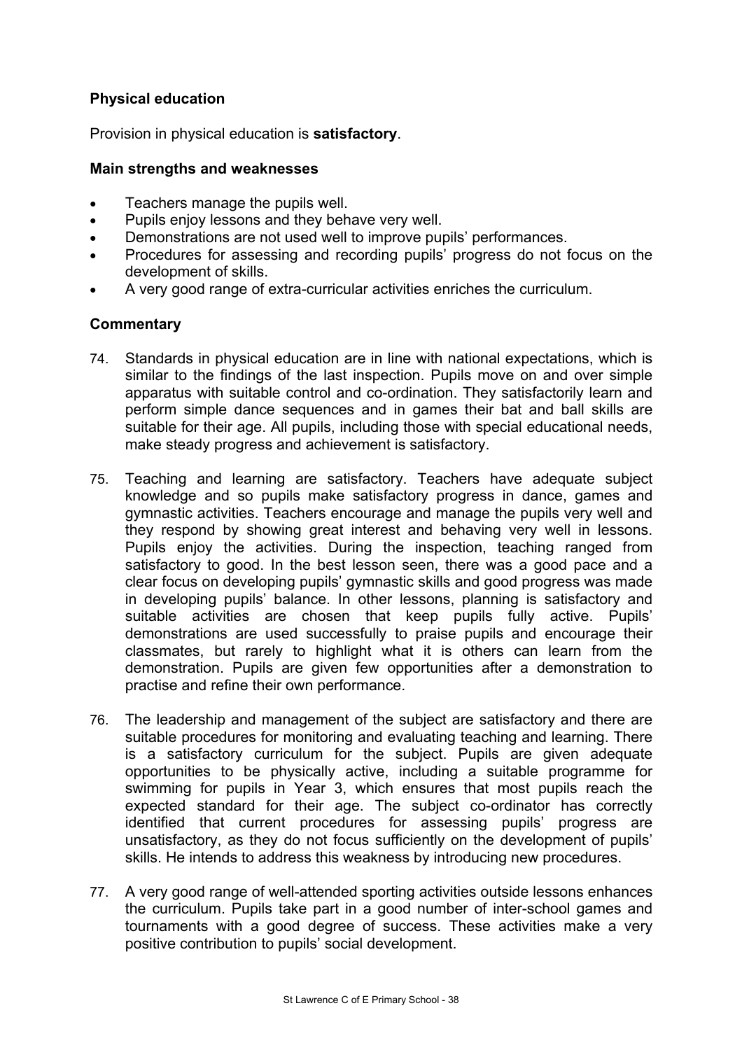## Physical education

Provision in physical education is **satisfactory**.

### Main strengths and weaknesses

- Teachers manage the pupils well.
- Pupils enjoy lessons and they behave very well.
- Demonstrations are not used well to improve pupils' performances.
- Procedures for assessing and recording pupils' progress do not focus on the development of skills.
- A very good range of extra-curricular activities enriches the curriculum.

### Commentary

74. Standards in physical education are in line with national expectations, which is similar to the findings of the last inspection. Pupils move on and over simple apparatus with suitable control and co-ordination. They satisfactorily learn and perform simple dance sequences and in games their bat and ball skills are suitable for their age. All pupils, including those with special educational needs, make steady progress and achievement is satisfactory.

75. Teaching and learning are satisfactory. Teachers have adequate subject knowledge and so pupils make satisfactory progress in dance, games and gymnastic activities. Teachers encourage and manage the pupils very well and they respond by showing great interest and behaving very well in lessons. Pupils enjoy the activities. During the inspection, teaching ranged from satisfactory to good. In the best lesson seen, there was a good pace and a clear focus on developing pupils' gymnastic skills and good progress was made in developing pupils' balance. In other lessons, planning is satisfactory and suitable activities are chosen that keep pupils fully active. Pupils' demonstrations are used successfully to praise pupils and encourage their classmates, but rarely to highlight what it is others can learn from the demonstration. Pupils are given few opportunities after a demonstration to practise and refine their own performance.

76. The leadership and management of the subject are satisfactory and there are suitable procedures for monitoring and evaluating teaching and learning. There is a satisfactory curriculum for the subject. Pupils are given adequate opportunities to be physically active, including a suitable programme for swimming for pupils in Year 3, which ensures that most pupils reach the expected standard for their age. The subject co-ordinator has correctly identified that current procedures for assessing pupils' progress are unsatisfactory, as they do not focus sufficiently on the development of pupils' skills. He intends to address this weakness by introducing new procedures.

77. A very good range of well-attended sporting activities outside lessons enhances the curriculum. Pupils take part in a good number of inter-school games and tournaments with a good degree of success. These activities make a very positive contribution to pupils' social development.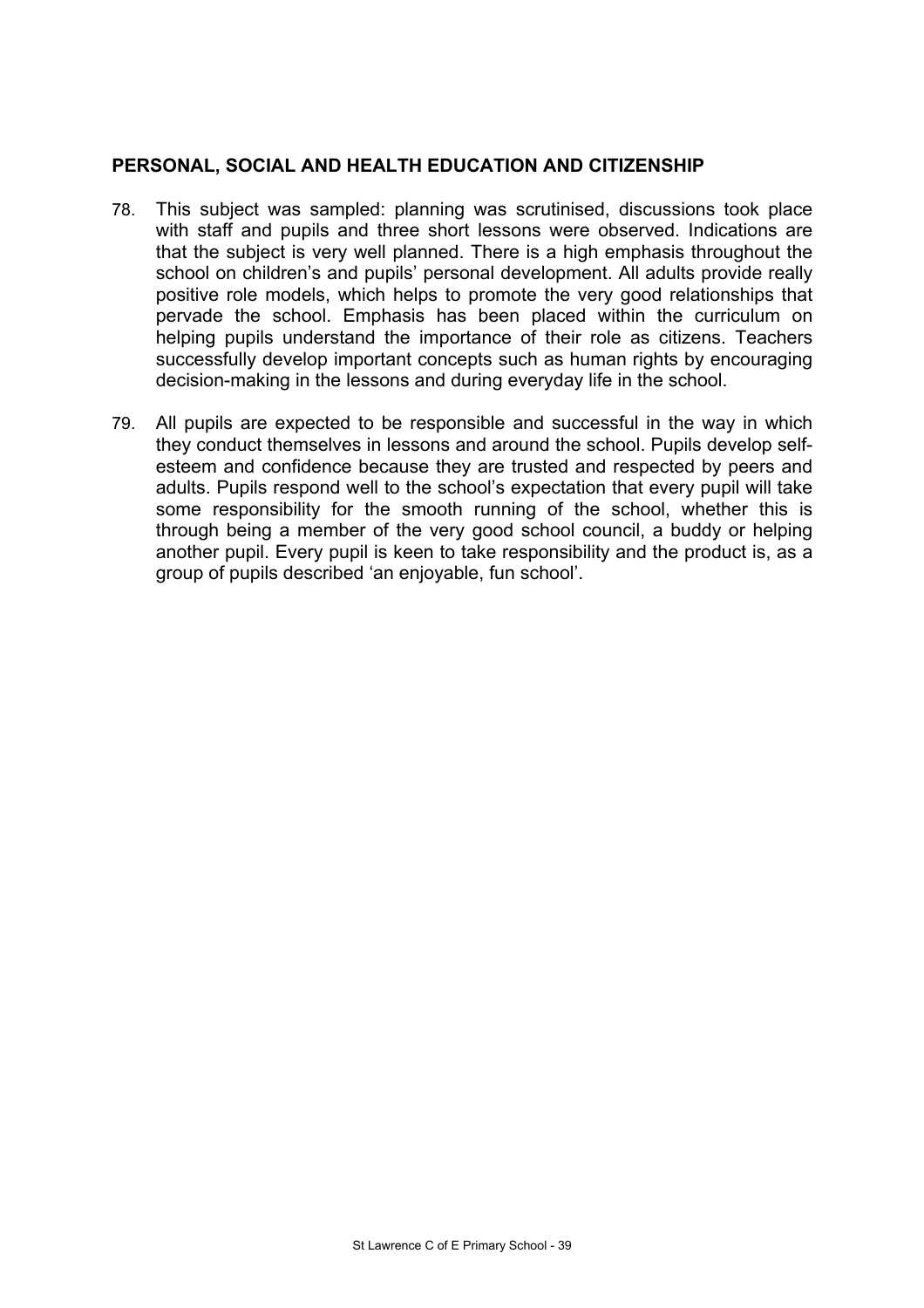**PERSONAL, SOCIAL AND HEALTH EDUCATION AND CITIZENSHIP**

78. This subject was sampled: planning was scrutinised, discussions took place with staff and pupils and three short lessons were observed. Indications are that the subject is very well planned. There is a high emphasis throughout the school on children's and pupils' personal development. All adults provide really positive role models, which helps to promote the very good relationships that pervade the school. Emphasis has been placed within the curriculum on helping pupils understand the importance of their role as citizens. Teachers successfully develop important concepts such as human rights by encouraging decision-making in the lessons and during everyday life in the school.

79. All pupils are expected to be responsible and successful in the way in which they conduct themselves in lessons and around the school. Pupils develop self-esteem and confidence because they are trusted and respected by peers and adults. Pupils respond well to the school's expectation that every pupil will take some responsibility for the smooth running of the school, whether this is through being a member of the very good school council, a buddy or helping another pupil. Every pupil is keen to take responsibility and the product is, as a group of pupils described 'an enjoyable, fun school'.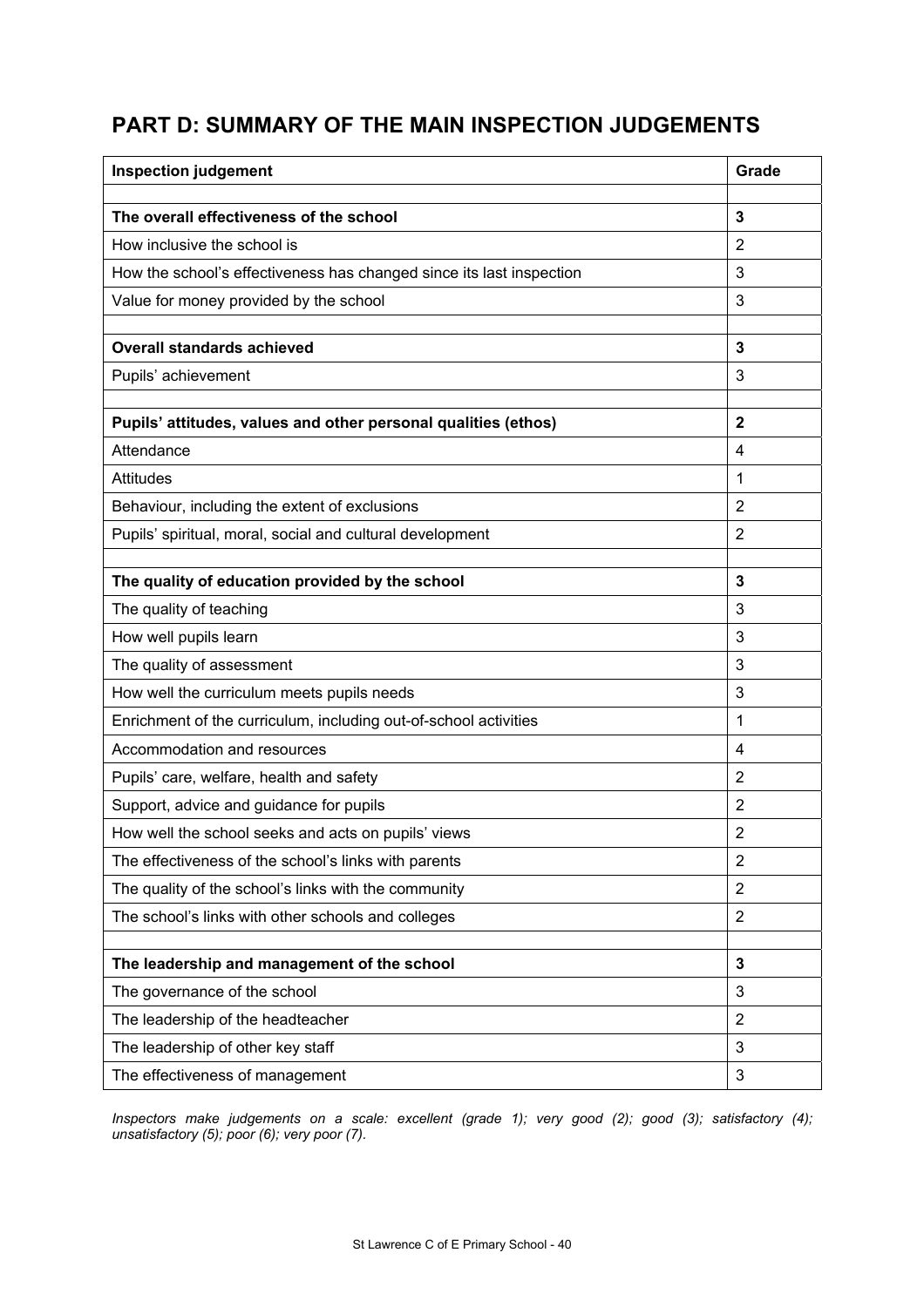## PART D: SUMMARY OF THE MAIN INSPECTION JUDGEMENTS

| Inspection judgement | Grade |
|---|---|
| | |
| **The overall effectiveness of the school** | **3** |
| How inclusive the school is | 2 |
| How the school's effectiveness has changed since its last inspection | 3 |
| Value for money provided by the school | 3 |
| | |
| **Overall standards achieved** | **3** |
| Pupils' achievement | 3 |
| | |
| **Pupils' attitudes, values and other personal qualities (ethos)** | **2** |
| Attendance | 4 |
| Attitudes | 1 |
| Behaviour, including the extent of exclusions | 2 |
| Pupils' spiritual, moral, social and cultural development | 2 |
| | |
| **The quality of education provided by the school** | **3** |
| The quality of teaching | 3 |
| How well pupils learn | 3 |
| The quality of assessment | 3 |
| How well the curriculum meets pupils needs | 3 |
| Enrichment of the curriculum, including out-of-school activities | 1 |
| Accommodation and resources | 4 |
| Pupils' care, welfare, health and safety | 2 |
| Support, advice and guidance for pupils | 2 |
| How well the school seeks and acts on pupils' views | 2 |
| The effectiveness of the school's links with parents | 2 |
| The quality of the school's links with the community | 2 |
| The school's links with other schools and colleges | 2 |
| | |
| **The leadership and management of the school** | **3** |
| The governance of the school | 3 |
| The leadership of the headteacher | 2 |
| The leadership of other key staff | 3 |
| The effectiveness of management | 3 |

*Inspectors make judgements on a scale: excellent (grade 1); very good (2); good (3); satisfactory (4); unsatisfactory (5); poor (6); very poor (7).*